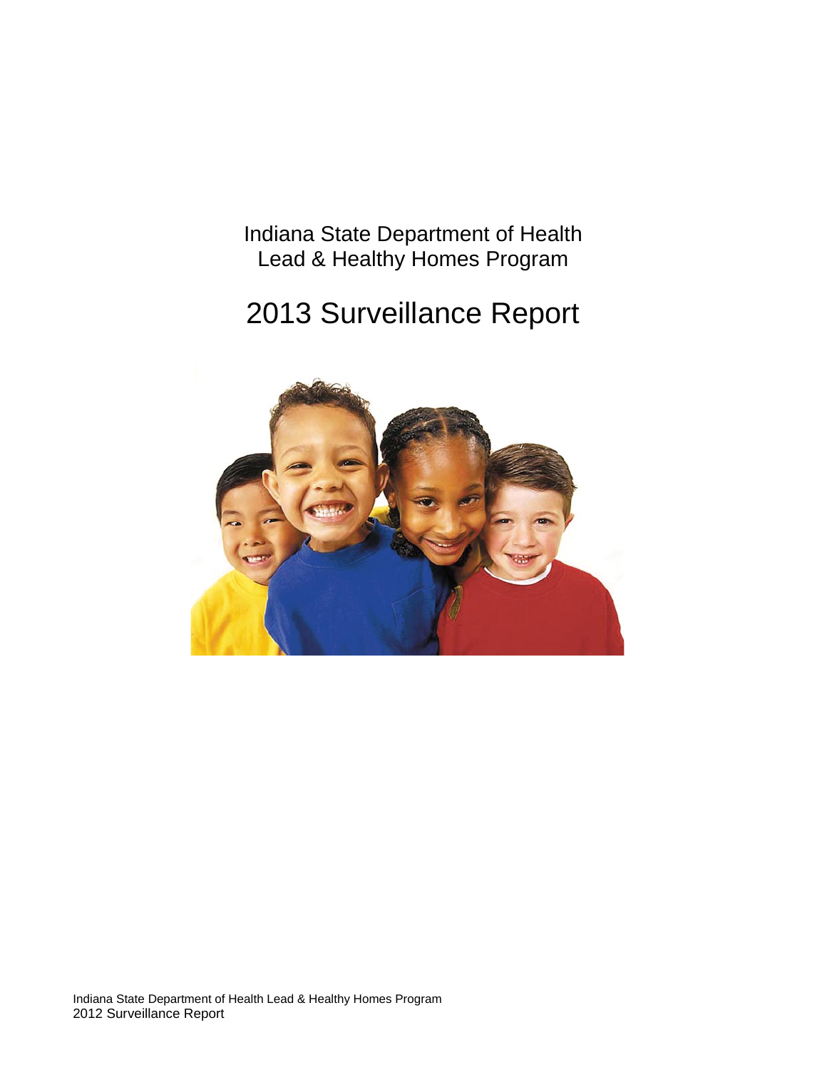Indiana State Department of Health
Lead & Healthy Homes Program

# 2013 Surveillance Report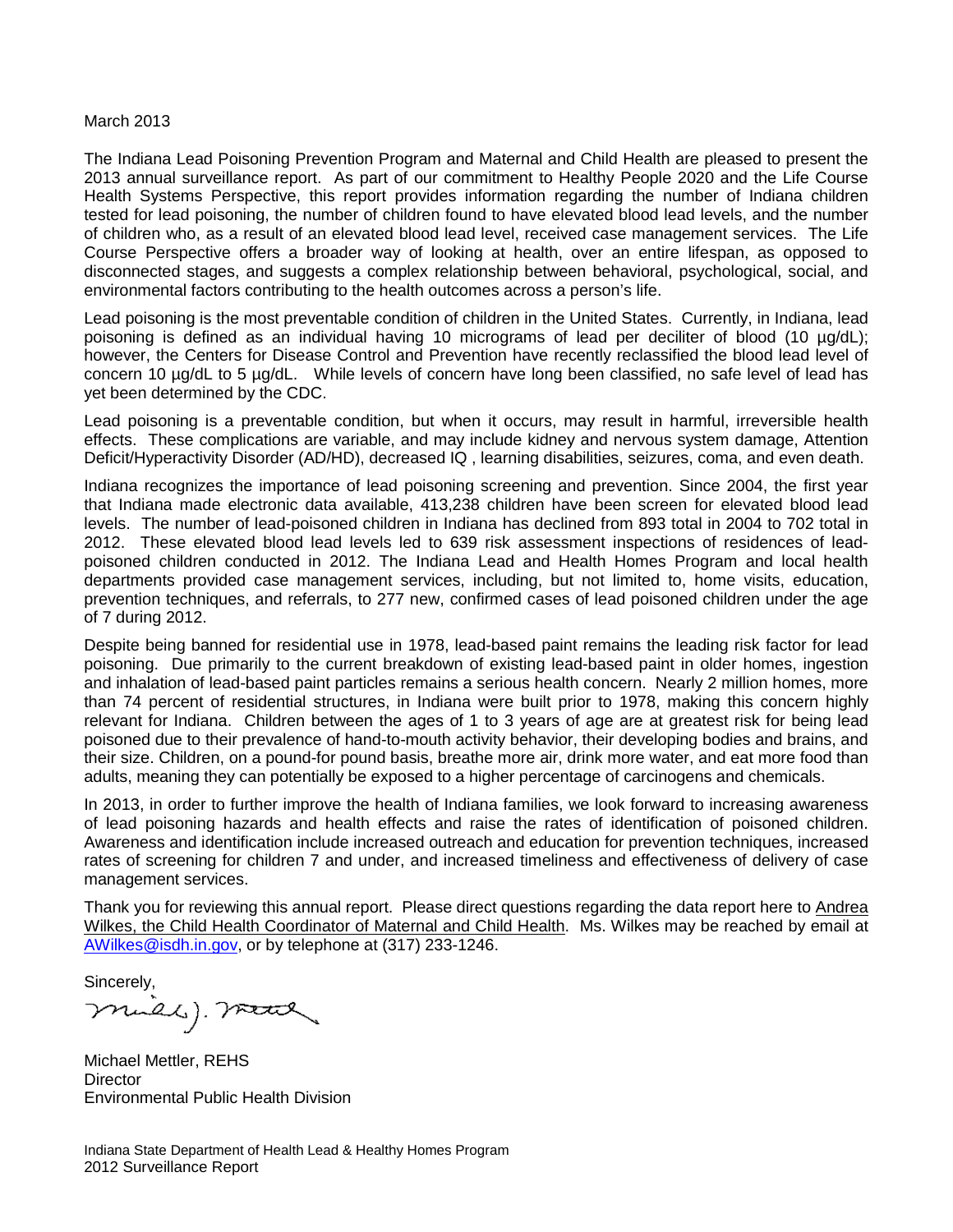March 2013

The Indiana Lead Poisoning Prevention Program and Maternal and Child Health are pleased to present the 2013 annual surveillance report. As part of our commitment to Healthy People 2020 and the Life Course Health Systems Perspective, this report provides information regarding the number of Indiana children tested for lead poisoning, the number of children found to have elevated blood lead levels, and the number of children who, as a result of an elevated blood lead level, received case management services. The Life Course Perspective offers a broader way of looking at health, over an entire lifespan, as opposed to disconnected stages, and suggests a complex relationship between behavioral, psychological, social, and environmental factors contributing to the health outcomes across a person's life.

Lead poisoning is the most preventable condition of children in the United States. Currently, in Indiana, lead poisoning is defined as an individual having 10 micrograms of lead per deciliter of blood (10 µg/dL); however, the Centers for Disease Control and Prevention have recently reclassified the blood lead level of concern 10 µg/dL to 5 µg/dL. While levels of concern have long been classified, no safe level of lead has yet been determined by the CDC.

Lead poisoning is a preventable condition, but when it occurs, may result in harmful, irreversible health effects. These complications are variable, and may include kidney and nervous system damage, Attention Deficit/Hyperactivity Disorder (AD/HD), decreased IQ , learning disabilities, seizures, coma, and even death.

Indiana recognizes the importance of lead poisoning screening and prevention. Since 2004, the first year that Indiana made electronic data available, 413,238 children have been screen for elevated blood lead levels. The number of lead-poisoned children in Indiana has declined from 893 total in 2004 to 702 total in 2012. These elevated blood lead levels led to 639 risk assessment inspections of residences of lead-poisoned children conducted in 2012. The Indiana Lead and Health Homes Program and local health departments provided case management services, including, but not limited to, home visits, education, prevention techniques, and referrals, to 277 new, confirmed cases of lead poisoned children under the age of 7 during 2012.

Despite being banned for residential use in 1978, lead-based paint remains the leading risk factor for lead poisoning. Due primarily to the current breakdown of existing lead-based paint in older homes, ingestion and inhalation of lead-based paint particles remains a serious health concern. Nearly 2 million homes, more than 74 percent of residential structures, in Indiana were built prior to 1978, making this concern highly relevant for Indiana. Children between the ages of 1 to 3 years of age are at greatest risk for being lead poisoned due to their prevalence of hand-to-mouth activity behavior, their developing bodies and brains, and their size. Children, on a pound-for pound basis, breathe more air, drink more water, and eat more food than adults, meaning they can potentially be exposed to a higher percentage of carcinogens and chemicals.

In 2013, in order to further improve the health of Indiana families, we look forward to increasing awareness of lead poisoning hazards and health effects and raise the rates of identification of poisoned children. Awareness and identification include increased outreach and education for prevention techniques, increased rates of screening for children 7 and under, and increased timeliness and effectiveness of delivery of case management services.

Thank you for reviewing this annual report. Please direct questions regarding the data report here to Andrea Wilkes, the Child Health Coordinator of Maternal and Child Health. Ms. Wilkes may be reached by email at AWilkes@isdh.in.gov, or by telephone at (317) 233-1246.

Sincerely,

Michael Mettler, REHS
Director
Environmental Public Health Division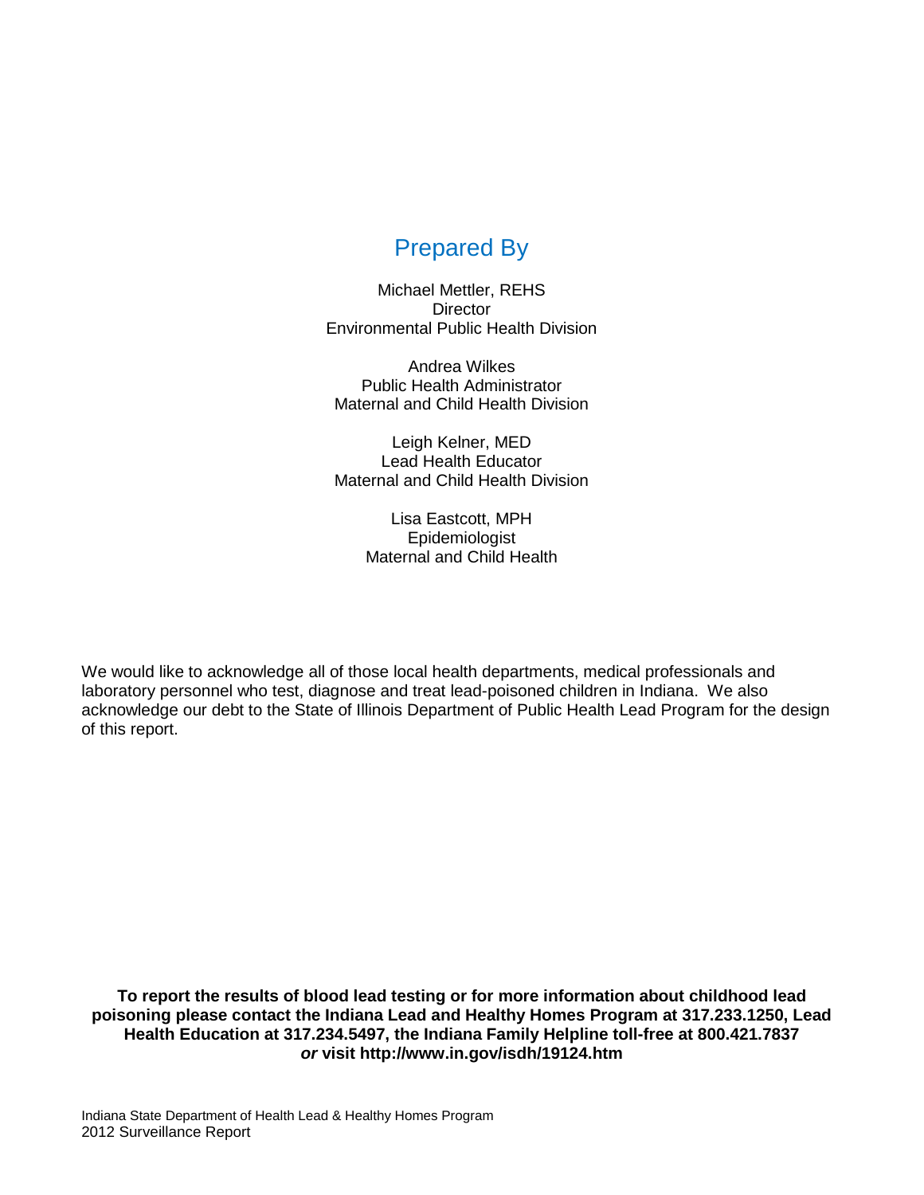## Prepared By

Michael Mettler, REHS
Director
Environmental Public Health Division

Andrea Wilkes
Public Health Administrator
Maternal and Child Health Division

Leigh Kelner, MED
Lead Health Educator
Maternal and Child Health Division

Lisa Eastcott, MPH
Epidemiologist
Maternal and Child Health

We would like to acknowledge all of those local health departments, medical professionals and laboratory personnel who test, diagnose and treat lead-poisoned children in Indiana. We also acknowledge our debt to the State of Illinois Department of Public Health Lead Program for the design of this report.

**To report the results of blood lead testing or for more information about childhood lead poisoning please contact the Indiana Lead and Healthy Homes Program at 317.233.1250, Lead Health Education at 317.234.5497, the Indiana Family Helpline toll-free at 800.421.7837 *or* visit http://www.in.gov/isdh/19124.htm**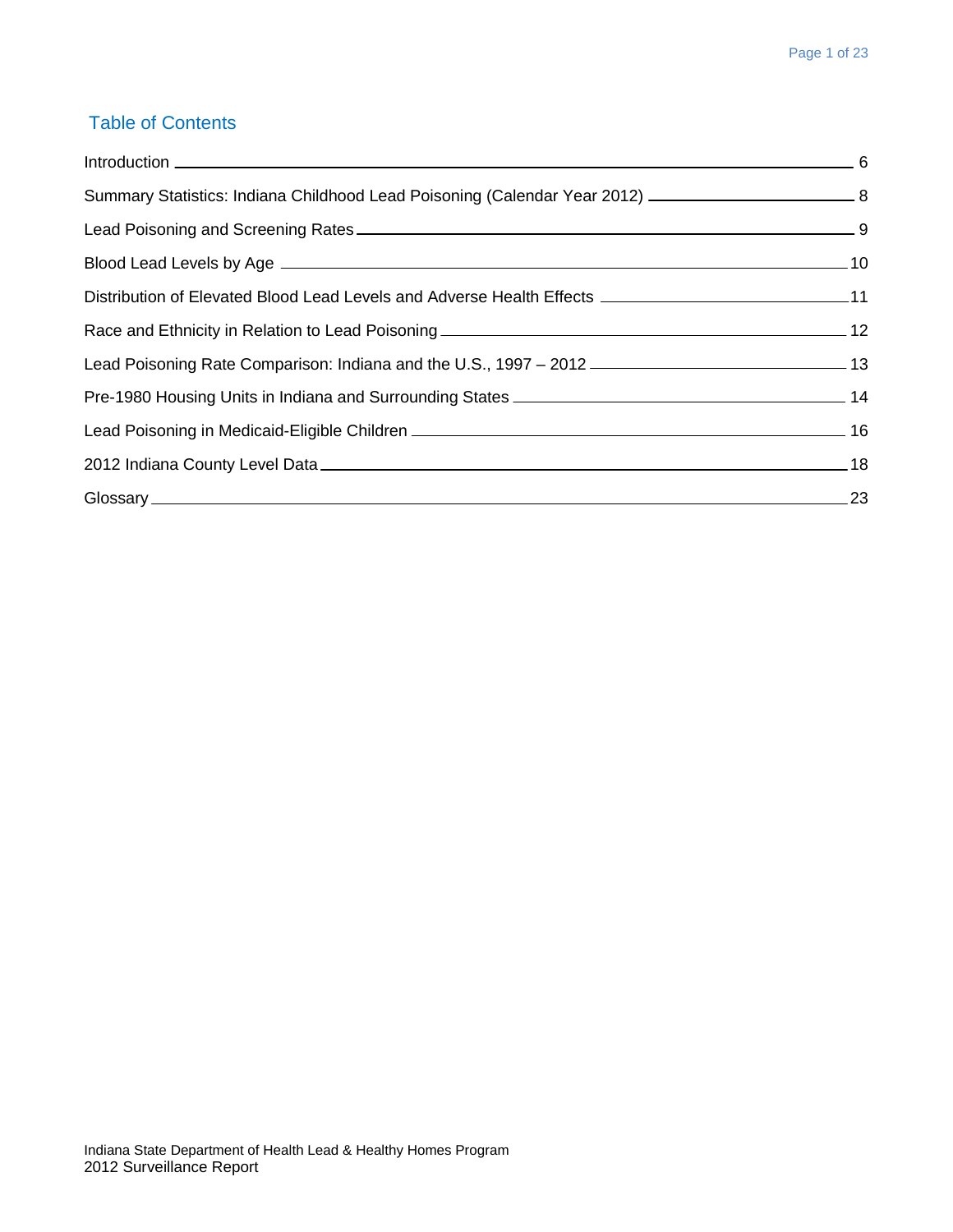## Table of Contents

| Section | Page |
| --- | --- |
| Introduction | 6 |
| Summary Statistics: Indiana Childhood Lead Poisoning (Calendar Year 2012) | 8 |
| Lead Poisoning and Screening Rates | 9 |
| Blood Lead Levels by Age | 10 |
| Distribution of Elevated Blood Lead Levels and Adverse Health Effects | 11 |
| Race and Ethnicity in Relation to Lead Poisoning | 12 |
| Lead Poisoning Rate Comparison: Indiana and the U.S., 1997 – 2012 | 13 |
| Pre-1980 Housing Units in Indiana and Surrounding States | 14 |
| Lead Poisoning in Medicaid-Eligible Children | 16 |
| 2012 Indiana County Level Data | 18 |
| Glossary | 23 |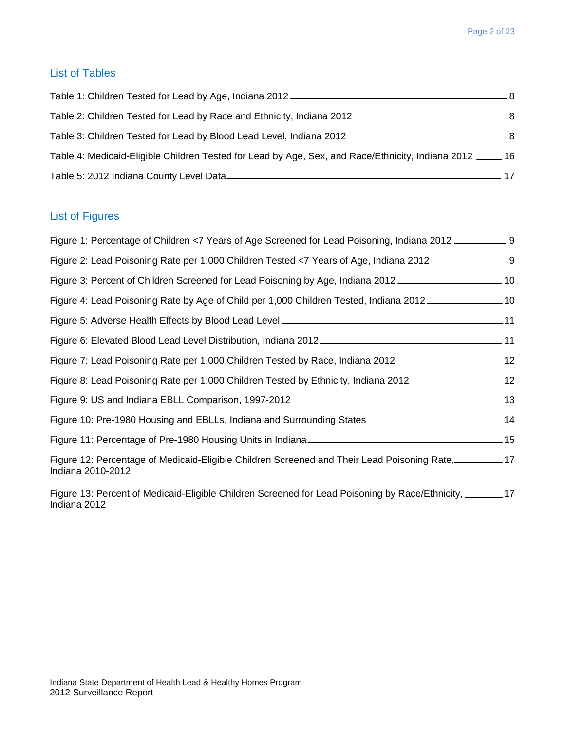## List of Tables

Table 1: Children Tested for Lead by Age, Indiana 2012 ........ 8

Table 2: Children Tested for Lead by Race and Ethnicity, Indiana 2012 ........ 8

Table 3: Children Tested for Lead by Blood Lead Level, Indiana 2012 ........ 8

Table 4: Medicaid-Eligible Children Tested for Lead by Age, Sex, and Race/Ethnicity, Indiana 2012 ........ 16

Table 5: 2012 Indiana County Level Data ........ 17

## List of Figures

Figure 1: Percentage of Children <7 Years of Age Screened for Lead Poisoning, Indiana 2012 ........ 9

Figure 2: Lead Poisoning Rate per 1,000 Children Tested <7 Years of Age, Indiana 2012 ........ 9

Figure 3: Percent of Children Screened for Lead Poisoning by Age, Indiana 2012 ........ 10

Figure 4: Lead Poisoning Rate by Age of Child per 1,000 Children Tested, Indiana 2012 ........ 10

Figure 5: Adverse Health Effects by Blood Lead Level ........ 11

Figure 6: Elevated Blood Lead Level Distribution, Indiana 2012 ........ 11

Figure 7: Lead Poisoning Rate per 1,000 Children Tested by Race, Indiana 2012 ........ 12

Figure 8: Lead Poisoning Rate per 1,000 Children Tested by Ethnicity, Indiana 2012 ........ 12

Figure 9: US and Indiana EBLL Comparison, 1997-2012 ........ 13

Figure 10: Pre-1980 Housing and EBLLs, Indiana and Surrounding States ........ 14

Figure 11: Percentage of Pre-1980 Housing Units in Indiana ........ 15

Figure 12: Percentage of Medicaid-Eligible Children Screened and Their Lead Poisoning Rate, Indiana 2010-2012 ........ 17

Figure 13: Percent of Medicaid-Eligible Children Screened for Lead Poisoning by Race/Ethnicity, Indiana 2012 ........ 17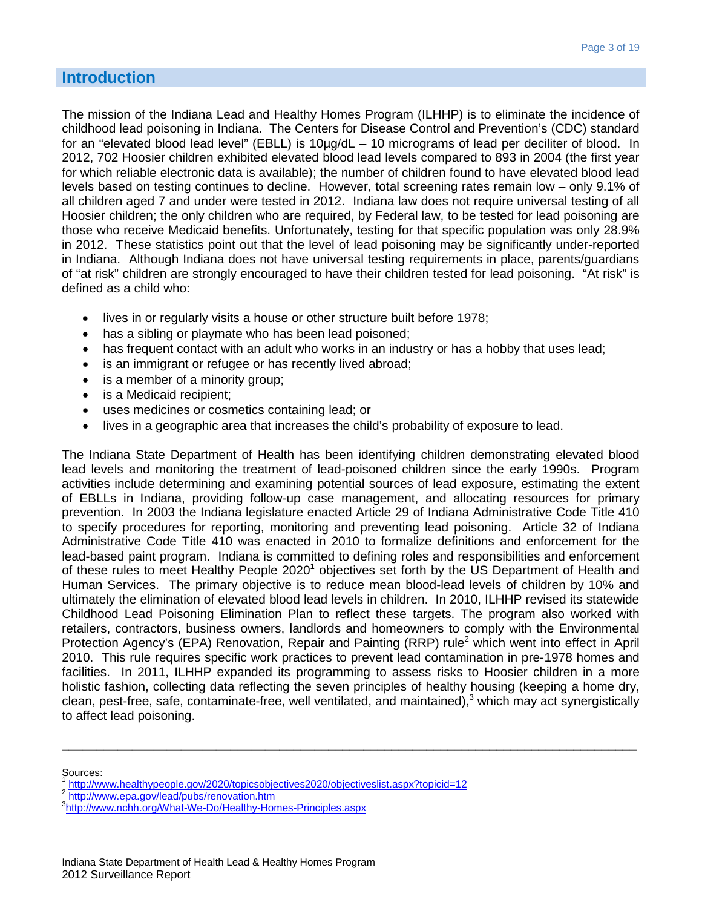## Introduction

The mission of the Indiana Lead and Healthy Homes Program (ILHHP) is to eliminate the incidence of childhood lead poisoning in Indiana. The Centers for Disease Control and Prevention's (CDC) standard for an "elevated blood lead level" (EBLL) is 10µg/dL – 10 micrograms of lead per deciliter of blood. In 2012, 702 Hoosier children exhibited elevated blood lead levels compared to 893 in 2004 (the first year for which reliable electronic data is available); the number of children found to have elevated blood lead levels based on testing continues to decline. However, total screening rates remain low – only 9.1% of all children aged 7 and under were tested in 2012. Indiana law does not require universal testing of all Hoosier children; the only children who are required, by Federal law, to be tested for lead poisoning are those who receive Medicaid benefits. Unfortunately, testing for that specific population was only 28.9% in 2012. These statistics point out that the level of lead poisoning may be significantly under-reported in Indiana. Although Indiana does not have universal testing requirements in place, parents/guardians of "at risk" children are strongly encouraged to have their children tested for lead poisoning. "At risk" is defined as a child who:

- lives in or regularly visits a house or other structure built before 1978;
- has a sibling or playmate who has been lead poisoned;
- has frequent contact with an adult who works in an industry or has a hobby that uses lead;
- is an immigrant or refugee or has recently lived abroad;
- is a member of a minority group;
- is a Medicaid recipient;
- uses medicines or cosmetics containing lead; or
- lives in a geographic area that increases the child's probability of exposure to lead.

The Indiana State Department of Health has been identifying children demonstrating elevated blood lead levels and monitoring the treatment of lead-poisoned children since the early 1990s. Program activities include determining and examining potential sources of lead exposure, estimating the extent of EBLLs in Indiana, providing follow-up case management, and allocating resources for primary prevention. In 2003 the Indiana legislature enacted Article 29 of Indiana Administrative Code Title 410 to specify procedures for reporting, monitoring and preventing lead poisoning. Article 32 of Indiana Administrative Code Title 410 was enacted in 2010 to formalize definitions and enforcement for the lead-based paint program. Indiana is committed to defining roles and responsibilities and enforcement of these rules to meet Healthy People 2020[1] objectives set forth by the US Department of Health and Human Services. The primary objective is to reduce mean blood-lead levels of children by 10% and ultimately the elimination of elevated blood lead levels in children. In 2010, ILHHP revised its statewide Childhood Lead Poisoning Elimination Plan to reflect these targets. The program also worked with retailers, contractors, business owners, landlords and homeowners to comply with the Environmental Protection Agency's (EPA) Renovation, Repair and Painting (RRP) rule[2] which went into effect in April 2010. This rule requires specific work practices to prevent lead contamination in pre-1978 homes and facilities. In 2011, ILHHP expanded its programming to assess risks to Hoosier children in a more holistic fashion, collecting data reflecting the seven principles of healthy housing (keeping a home dry, clean, pest-free, safe, contaminate-free, well ventilated, and maintained),[3] which may act synergistically to affect lead poisoning.

---

Sources:
[1] http://www.healthypeople.gov/2020/topicsobjectives2020/objectiveslist.aspx?topicid=12
[2] http://www.epa.gov/lead/pubs/renovation.htm
[3] http://www.nchh.org/What-We-Do/Healthy-Homes-Principles.aspx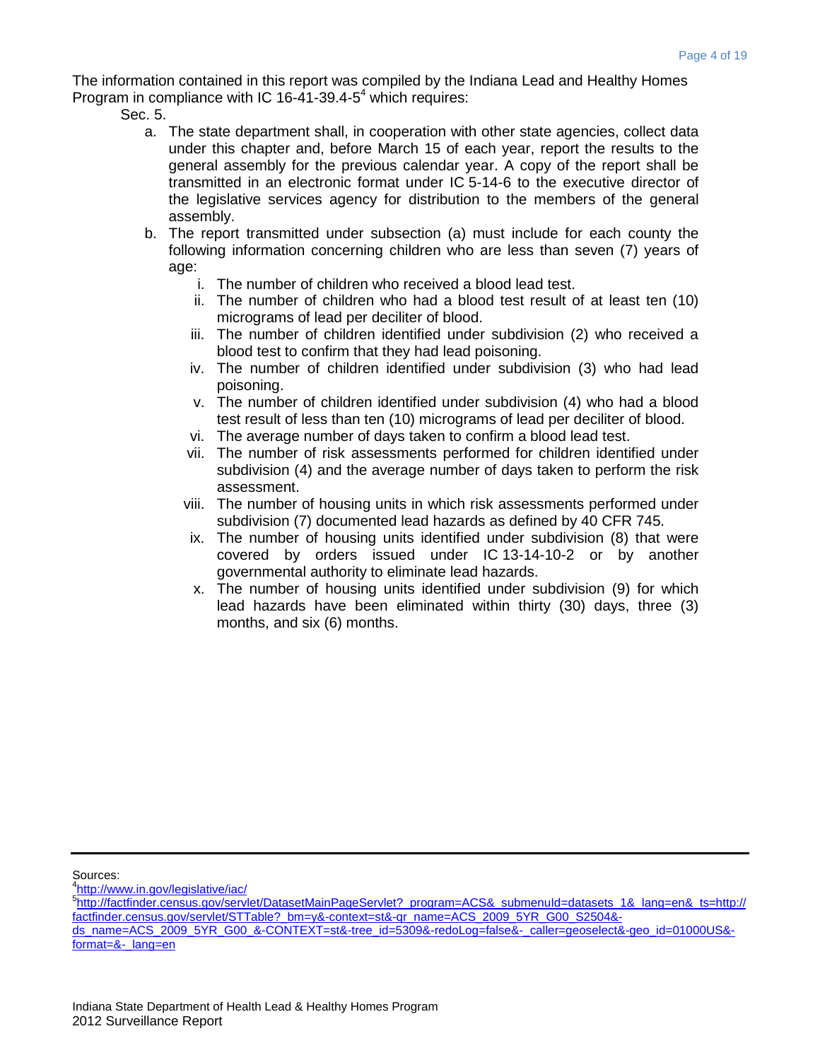The information contained in this report was compiled by the Indiana Lead and Healthy Homes Program in compliance with IC 16-41-39.4-5[4] which requires:

Sec. 5.

a. The state department shall, in cooperation with other state agencies, collect data under this chapter and, before March 15 of each year, report the results to the general assembly for the previous calendar year. A copy of the report shall be transmitted in an electronic format under IC 5-14-6 to the executive director of the legislative services agency for distribution to the members of the general assembly.
b. The report transmitted under subsection (a) must include for each county the following information concerning children who are less than seven (7) years of age:
    i. The number of children who received a blood lead test.
    ii. The number of children who had a blood test result of at least ten (10) micrograms of lead per deciliter of blood.
    iii. The number of children identified under subdivision (2) who received a blood test to confirm that they had lead poisoning.
    iv. The number of children identified under subdivision (3) who had lead poisoning.
    v. The number of children identified under subdivision (4) who had a blood test result of less than ten (10) micrograms of lead per deciliter of blood.
    vi. The average number of days taken to confirm a blood lead test.
    vii. The number of risk assessments performed for children identified under subdivision (4) and the average number of days taken to perform the risk assessment.
    viii. The number of housing units in which risk assessments performed under subdivision (7) documented lead hazards as defined by 40 CFR 745.
    ix. The number of housing units identified under subdivision (8) that were covered by orders issued under IC 13-14-10-2 or by another governmental authority to eliminate lead hazards.
    x. The number of housing units identified under subdivision (9) for which lead hazards have been eliminated within thirty (30) days, three (3) months, and six (6) months.

---

Sources:

[4] http://www.in.gov/legislative/iac/

[5] http://factfinder.census.gov/servlet/DatasetMainPageServlet?_program=ACS&_submenuId=datasets_1&_lang=en&_ts=http://factfinder.census.gov/servlet/STTable?_bm=y&-context=st&-qr_name=ACS_2009_5YR_G00_S2504&-ds_name=ACS_2009_5YR_G00_&-CONTEXT=st&-tree_id=5309&-redoLog=false&-_caller=geoselect&-geo_id=01000US&-format=&-_lang=en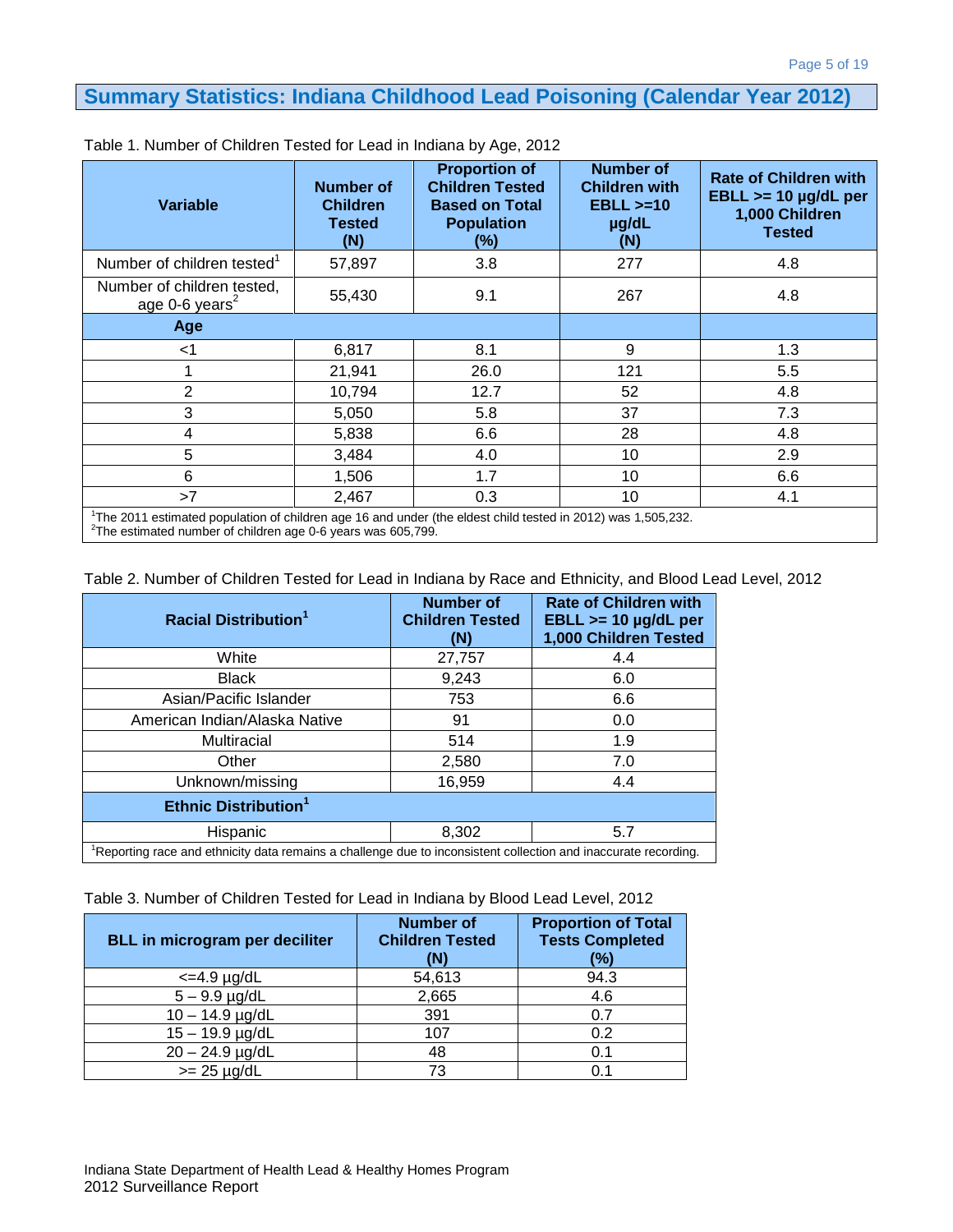## Summary Statistics: Indiana Childhood Lead Poisoning (Calendar Year 2012)

Table 1. Number of Children Tested for Lead in Indiana by Age, 2012

| Variable | Number of Children Tested (N) | Proportion of Children Tested Based on Total Population (%) | Number of Children with EBLL >=10 µg/dL (N) | Rate of Children with EBLL >= 10 µg/dL per 1,000 Children Tested |
|---|---|---|---|---|
| Number of children tested[1] | 57,897 | 3.8 | 277 | 4.8 |
| Number of children tested, age 0-6 years[2] | 55,430 | 9.1 | 267 | 4.8 |
| **Age** | | | | |
| <1 | 6,817 | 8.1 | 9 | 1.3 |
| 1 | 21,941 | 26.0 | 121 | 5.5 |
| 2 | 10,794 | 12.7 | 52 | 4.8 |
| 3 | 5,050 | 5.8 | 37 | 7.3 |
| 4 | 5,838 | 6.6 | 28 | 4.8 |
| 5 | 3,484 | 4.0 | 10 | 2.9 |
| 6 | 1,506 | 1.7 | 10 | 6.6 |
| >7 | 2,467 | 0.3 | 10 | 4.1 |

[1]The 2011 estimated population of children age 16 and under (the eldest child tested in 2012) was 1,505,232.
[2]The estimated number of children age 0-6 years was 605,799.

Table 2. Number of Children Tested for Lead in Indiana by Race and Ethnicity, and Blood Lead Level, 2012

| Racial Distribution[1] | Number of Children Tested (N) | Rate of Children with EBLL >= 10 µg/dL per 1,000 Children Tested |
|---|---|---|
| White | 27,757 | 4.4 |
| Black | 9,243 | 6.0 |
| Asian/Pacific Islander | 753 | 6.6 |
| American Indian/Alaska Native | 91 | 0.0 |
| Multiracial | 514 | 1.9 |
| Other | 2,580 | 7.0 |
| Unknown/missing | 16,959 | 4.4 |
| **Ethnic Distribution[1]** | | |
| Hispanic | 8,302 | 5.7 |

[1]Reporting race and ethnicity data remains a challenge due to inconsistent collection and inaccurate recording.

Table 3. Number of Children Tested for Lead in Indiana by Blood Lead Level, 2012

| BLL in microgram per deciliter | Number of Children Tested (N) | Proportion of Total Tests Completed (%) |
|---|---|---|
| <=4.9 µg/dL | 54,613 | 94.3 |
| 5 – 9.9 µg/dL | 2,665 | 4.6 |
| 10 – 14.9 µg/dL | 391 | 0.7 |
| 15 – 19.9 µg/dL | 107 | 0.2 |
| 20 – 24.9 µg/dL | 48 | 0.1 |
| >= 25 µg/dL | 73 | 0.1 |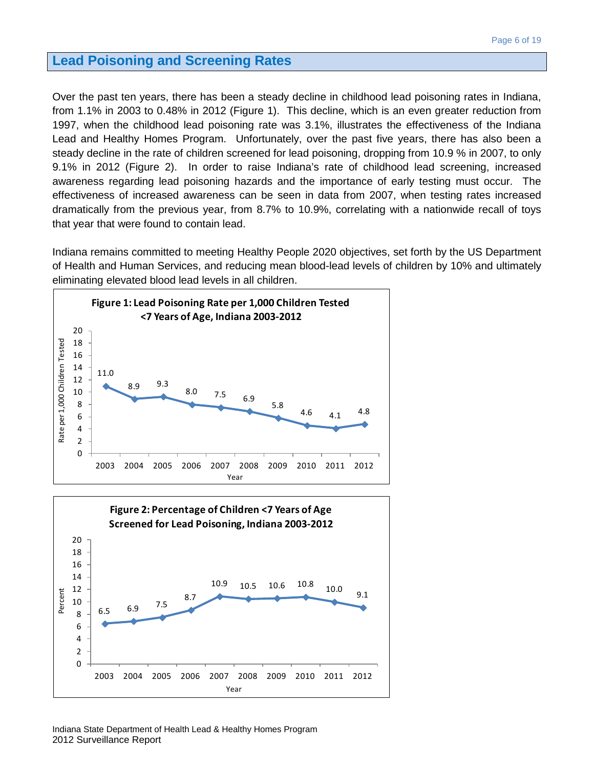## Lead Poisoning and Screening Rates

Over the past ten years, there has been a steady decline in childhood lead poisoning rates in Indiana, from 1.1% in 2003 to 0.48% in 2012 (Figure 1). This decline, which is an even greater reduction from 1997, when the childhood lead poisoning rate was 3.1%, illustrates the effectiveness of the Indiana Lead and Healthy Homes Program. Unfortunately, over the past five years, there has also been a steady decline in the rate of children screened for lead poisoning, dropping from 10.9 % in 2007, to only 9.1% in 2012 (Figure 2). In order to raise Indiana's rate of childhood lead screening, increased awareness regarding lead poisoning hazards and the importance of early testing must occur. The effectiveness of increased awareness can be seen in data from 2007, when testing rates increased dramatically from the previous year, from 8.7% to 10.9%, correlating with a nationwide recall of toys that year that were found to contain lead.

Indiana remains committed to meeting Healthy People 2020 objectives, set forth by the US Department of Health and Human Services, and reducing mean blood-lead levels of children by 10% and ultimately eliminating elevated blood lead levels in all children.

**Figure 1: Lead Poisoning Rate per 1,000 Children Tested <7 Years of Age, Indiana 2003-2012**

| Year | Rate per 1,000 Children Tested |
|---|---|
| 2003 | 11.0 |
| 2004 | 8.9 |
| 2005 | 9.3 |
| 2006 | 8.0 |
| 2007 | 7.5 |
| 2008 | 6.9 |
| 2009 | 5.8 |
| 2010 | 4.6 |
| 2011 | 4.1 |
| 2012 | 4.8 |

**Figure 2: Percentage of Children <7 Years of Age Screened for Lead Poisoning, Indiana 2003-2012**

| Year | Percent |
|---|---|
| 2003 | 6.5 |
| 2004 | 6.9 |
| 2005 | 7.5 |
| 2006 | 8.7 |
| 2007 | 10.9 |
| 2008 | 10.5 |
| 2009 | 10.6 |
| 2010 | 10.8 |
| 2011 | 10.0 |
| 2012 | 9.1 |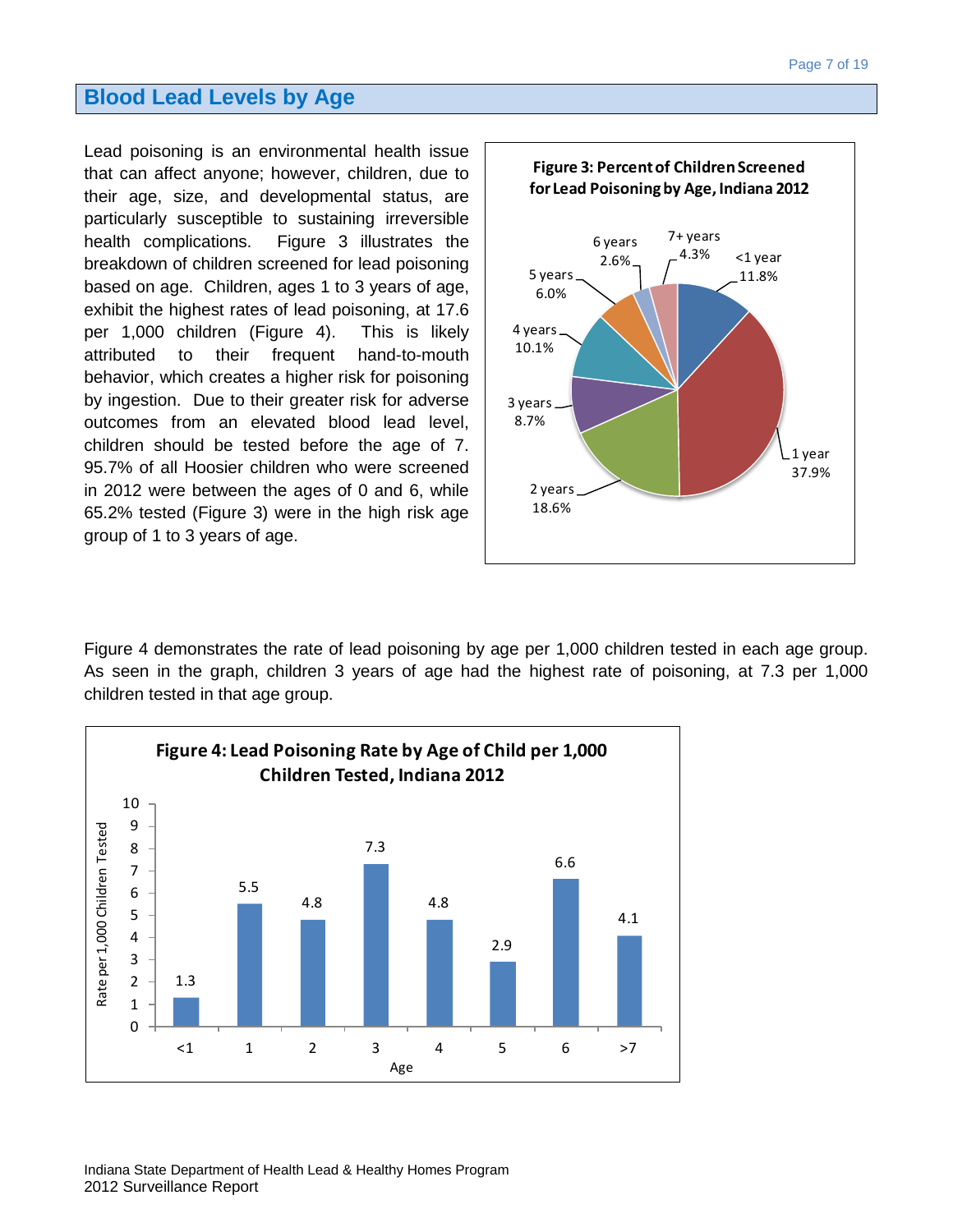## Blood Lead Levels by Age

Lead poisoning is an environmental health issue that can affect anyone; however, children, due to their age, size, and developmental status, are particularly susceptible to sustaining irreversible health complications. Figure 3 illustrates the breakdown of children screened for lead poisoning based on age. Children, ages 1 to 3 years of age, exhibit the highest rates of lead poisoning, at 17.6 per 1,000 children (Figure 4). This is likely attributed to their frequent hand-to-mouth behavior, which creates a higher risk for poisoning by ingestion. Due to their greater risk for adverse outcomes from an elevated blood lead level, children should be tested before the age of 7. 95.7% of all Hoosier children who were screened in 2012 were between the ages of 0 and 6, while 65.2% tested (Figure 3) were in the high risk age group of 1 to 3 years of age.

**Figure 3: Percent of Children Screened for Lead Poisoning by Age, Indiana 2012**

| Age | Percent |
|---|---|
| <1 year | 11.8% |
| 1 year | 37.9% |
| 2 years | 18.6% |
| 3 years | 8.7% |
| 4 years | 10.1% |
| 5 years | 6.0% |
| 6 years | 2.6% |
| 7+ years | 4.3% |

Figure 4 demonstrates the rate of lead poisoning by age per 1,000 children tested in each age group. As seen in the graph, children 3 years of age had the highest rate of poisoning, at 7.3 per 1,000 children tested in that age group.

**Figure 4: Lead Poisoning Rate by Age of Child per 1,000 Children Tested, Indiana 2012**

| Age | Rate per 1,000 Children Tested |
|---|---|
| <1 | 1.3 |
| 1 | 5.5 |
| 2 | 4.8 |
| 3 | 7.3 |
| 4 | 4.8 |
| 5 | 2.9 |
| 6 | 6.6 |
| >7 | 4.1 |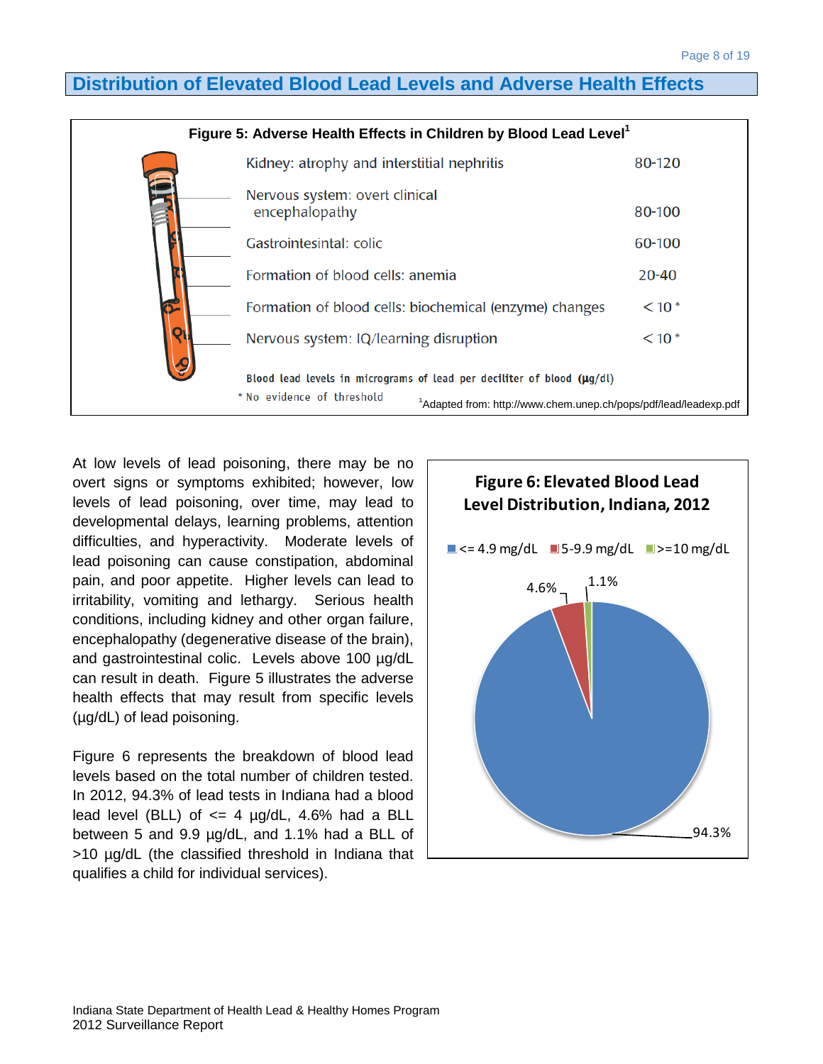## Distribution of Elevated Blood Lead Levels and Adverse Health Effects

**Figure 5: Adverse Health Effects in Children by Blood Lead Level[1]**

| Health Effect | Blood Lead Level |
|---|---|
| Kidney: atrophy and interstitial nephritis | 80-120 |
| Nervous system: overt clinical encephalopathy | 80-100 |
| Gastrointesintal: colic | 60-100 |
| Formation of blood cells: anemia | 20-40 |
| Formation of blood cells: biochemical (enzyme) changes | < 10 * |
| Nervous system: IQ/learning disruption | < 10 * |

Blood lead levels in micrograms of lead per deciliter of blood (µg/dl)

* No evidence of threshold

[1]Adapted from: http://www.chem.unep.ch/pops/pdf/lead/leadexp.pdf

At low levels of lead poisoning, there may be no overt signs or symptoms exhibited; however, low levels of lead poisoning, over time, may lead to developmental delays, learning problems, attention difficulties, and hyperactivity. Moderate levels of lead poisoning can cause constipation, abdominal pain, and poor appetite. Higher levels can lead to irritability, vomiting and lethargy. Serious health conditions, including kidney and other organ failure, encephalopathy (degenerative disease of the brain), and gastrointestinal colic. Levels above 100 µg/dL can result in death. Figure 5 illustrates the adverse health effects that may result from specific levels (µg/dL) of lead poisoning.

Figure 6 represents the breakdown of blood lead levels based on the total number of children tested. In 2012, 94.3% of lead tests in Indiana had a blood lead level (BLL) of <= 4 µg/dL, 4.6% had a BLL between 5 and 9.9 µg/dL, and 1.1% had a BLL of >10 µg/dL (the classified threshold in Indiana that qualifies a child for individual services).

**Figure 6: Elevated Blood Lead Level Distribution, Indiana, 2012**

| Blood Lead Level | Percent |
|---|---|
| <= 4.9 mg/dL | 94.3% |
| 5-9.9 mg/dL | 4.6% |
| >=10 mg/dL | 1.1% |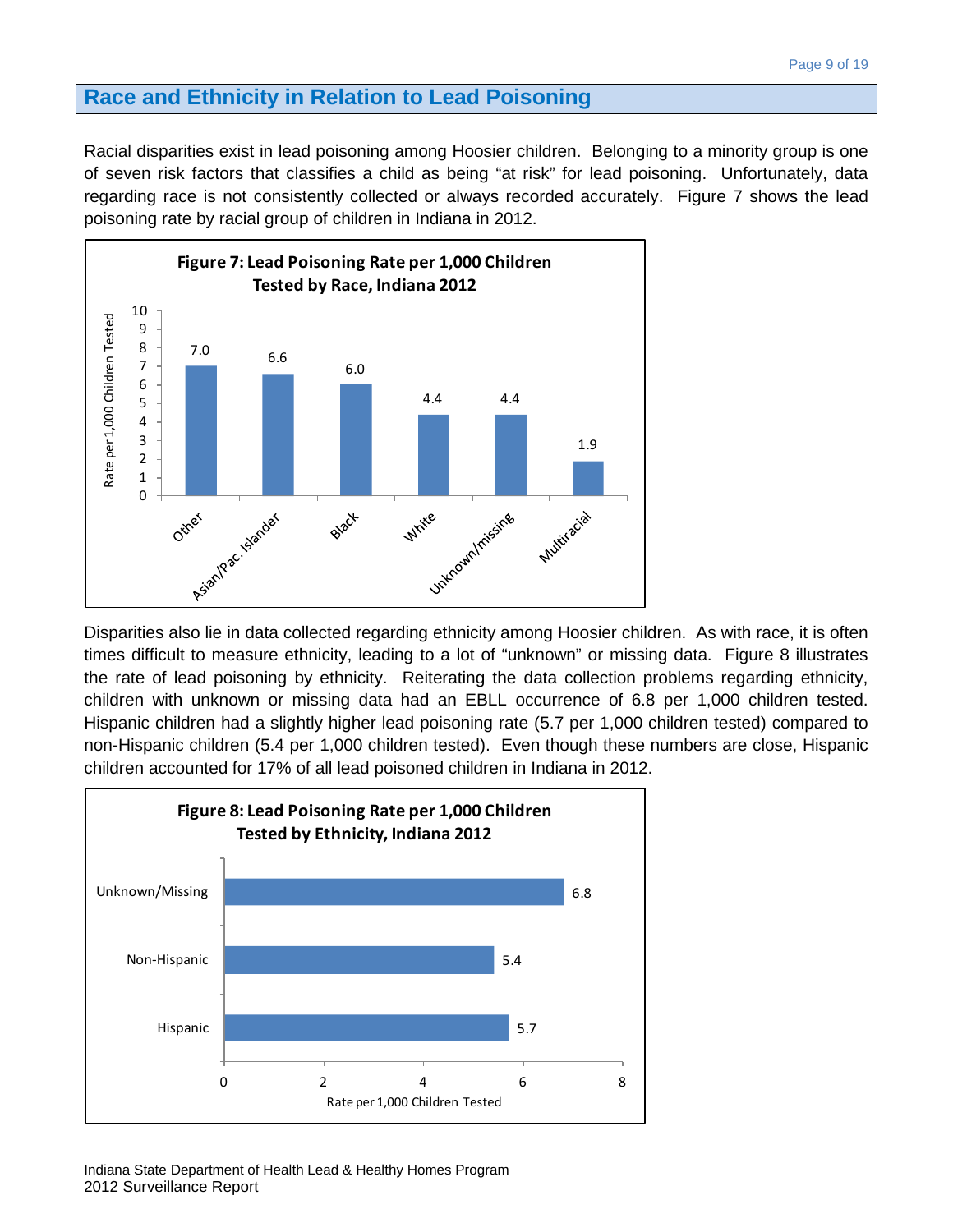## Race and Ethnicity in Relation to Lead Poisoning

Racial disparities exist in lead poisoning among Hoosier children. Belonging to a minority group is one of seven risk factors that classifies a child as being "at risk" for lead poisoning. Unfortunately, data regarding race is not consistently collected or always recorded accurately. Figure 7 shows the lead poisoning rate by racial group of children in Indiana in 2012.

**Figure 7: Lead Poisoning Rate per 1,000 Children Tested by Race, Indiana 2012**

| Race | Rate per 1,000 Children Tested |
|---|---|
| Other | 7.0 |
| Asian/Pac. Islander | 6.6 |
| Black | 6.0 |
| White | 4.4 |
| Unknown/missing | 4.4 |
| Multiracial | 1.9 |

Disparities also lie in data collected regarding ethnicity among Hoosier children. As with race, it is often times difficult to measure ethnicity, leading to a lot of "unknown" or missing data. Figure 8 illustrates the rate of lead poisoning by ethnicity. Reiterating the data collection problems regarding ethnicity, children with unknown or missing data had an EBLL occurrence of 6.8 per 1,000 children tested. Hispanic children had a slightly higher lead poisoning rate (5.7 per 1,000 children tested) compared to non-Hispanic children (5.4 per 1,000 children tested). Even though these numbers are close, Hispanic children accounted for 17% of all lead poisoned children in Indiana in 2012.

**Figure 8: Lead Poisoning Rate per 1,000 Children Tested by Ethnicity, Indiana 2012**

| Ethnicity | Rate per 1,000 Children Tested |
|---|---|
| Unknown/Missing | 6.8 |
| Non-Hispanic | 5.4 |
| Hispanic | 5.7 |

Indiana State Department of Health Lead & Healthy Homes Program
2012 Surveillance Report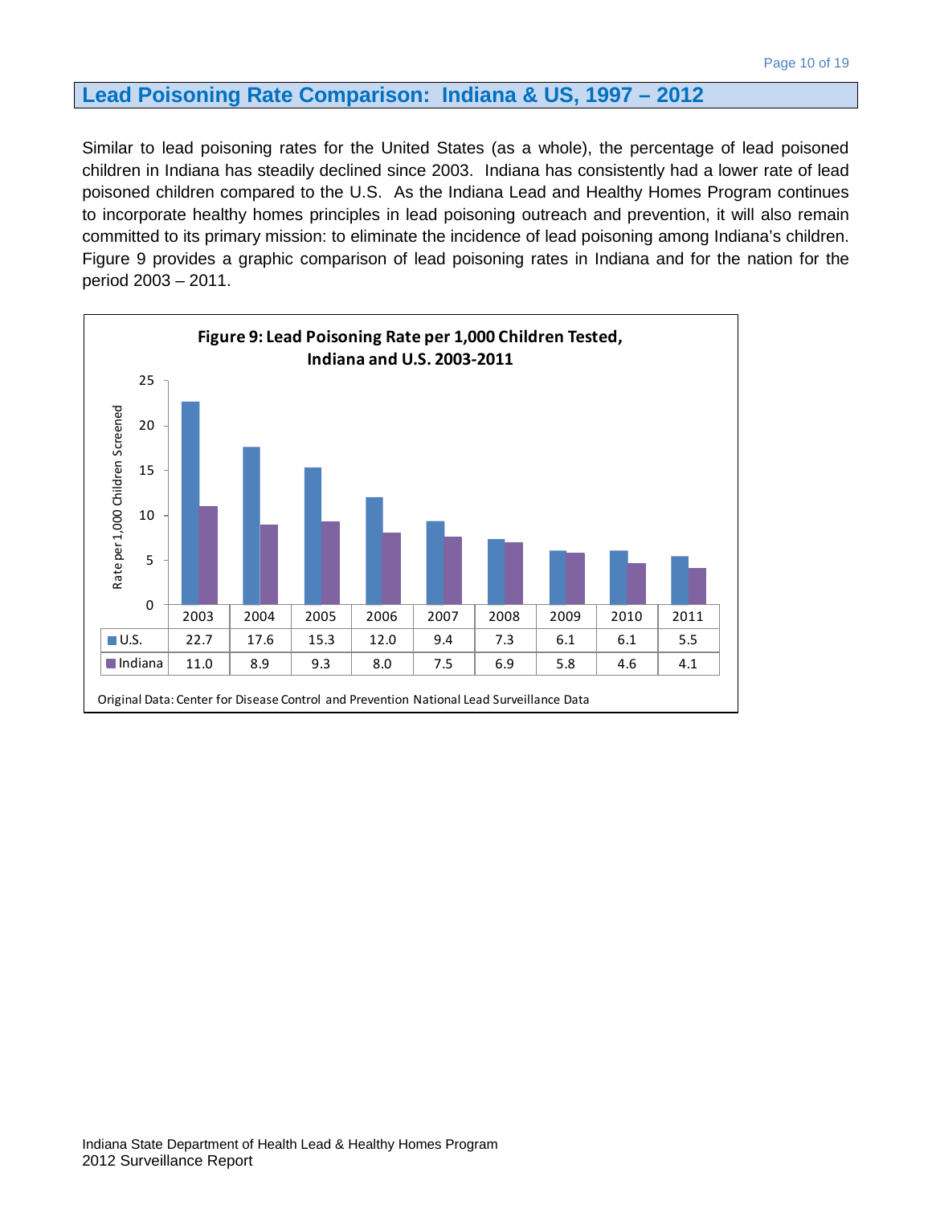## Lead Poisoning Rate Comparison: Indiana & US, 1997 – 2012

Similar to lead poisoning rates for the United States (as a whole), the percentage of lead poisoned children in Indiana has steadily declined since 2003. Indiana has consistently had a lower rate of lead poisoned children compared to the U.S. As the Indiana Lead and Healthy Homes Program continues to incorporate healthy homes principles in lead poisoning outreach and prevention, it will also remain committed to its primary mission: to eliminate the incidence of lead poisoning among Indiana's children. Figure 9 provides a graphic comparison of lead poisoning rates in Indiana and for the nation for the period 2003 – 2011.

**Figure 9: Lead Poisoning Rate per 1,000 Children Tested, Indiana and U.S. 2003-2011**

Rate per 1,000 Children Screened

| | 2003 | 2004 | 2005 | 2006 | 2007 | 2008 | 2009 | 2010 | 2011 |
|---|---|---|---|---|---|---|---|---|---|
| U.S. | 22.7 | 17.6 | 15.3 | 12.0 | 9.4 | 7.3 | 6.1 | 6.1 | 5.5 |
| Indiana | 11.0 | 8.9 | 9.3 | 8.0 | 7.5 | 6.9 | 5.8 | 4.6 | 4.1 |

Original Data: Center for Disease Control and Prevention National Lead Surveillance Data

Indiana State Department of Health Lead & Healthy Homes Program
2012 Surveillance Report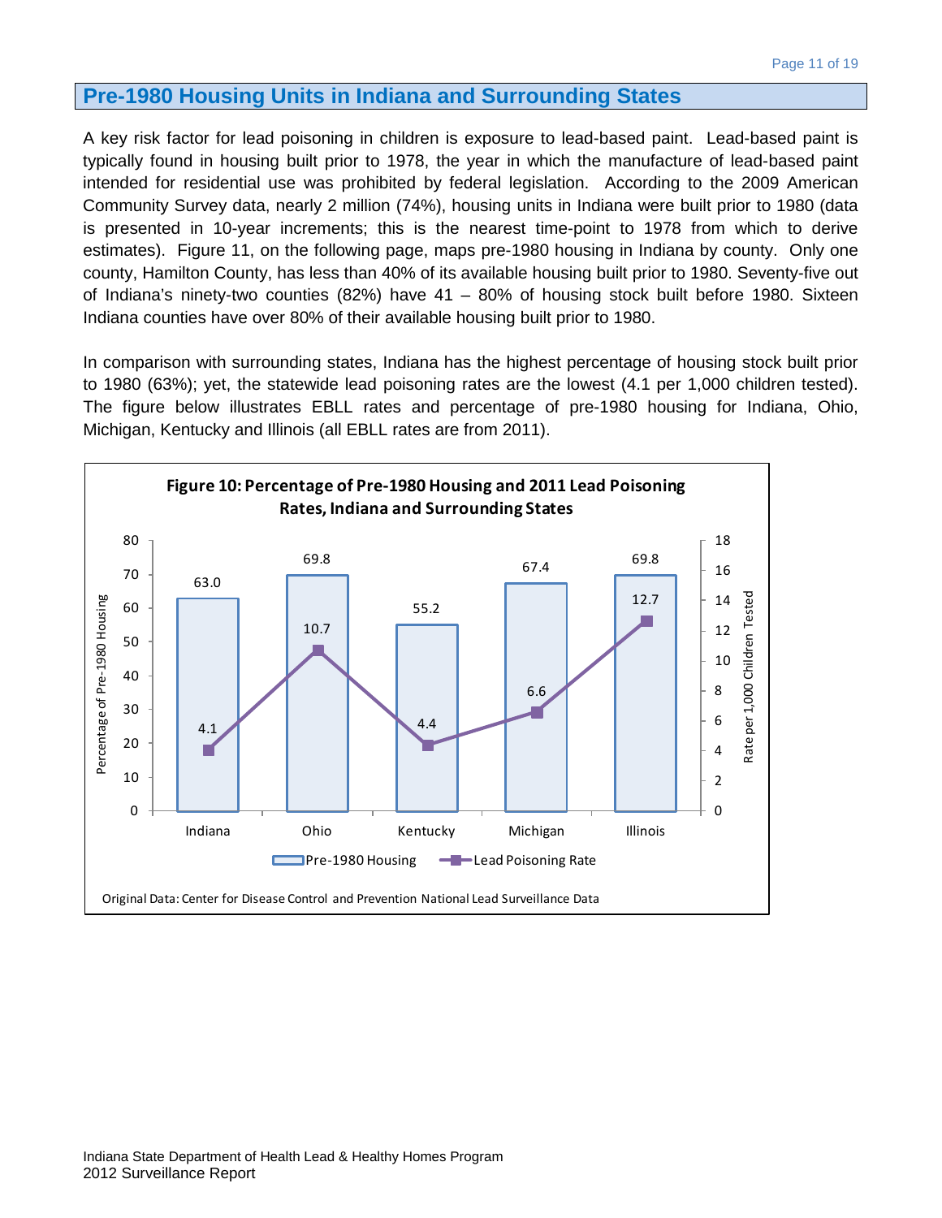## Pre-1980 Housing Units in Indiana and Surrounding States

A key risk factor for lead poisoning in children is exposure to lead-based paint. Lead-based paint is typically found in housing built prior to 1978, the year in which the manufacture of lead-based paint intended for residential use was prohibited by federal legislation. According to the 2009 American Community Survey data, nearly 2 million (74%), housing units in Indiana were built prior to 1980 (data is presented in 10-year increments; this is the nearest time-point to 1978 from which to derive estimates). Figure 11, on the following page, maps pre-1980 housing in Indiana by county. Only one county, Hamilton County, has less than 40% of its available housing built prior to 1980. Seventy-five out of Indiana's ninety-two counties (82%) have 41 – 80% of housing stock built before 1980. Sixteen Indiana counties have over 80% of their available housing built prior to 1980.

In comparison with surrounding states, Indiana has the highest percentage of housing stock built prior to 1980 (63%); yet, the statewide lead poisoning rates are the lowest (4.1 per 1,000 children tested). The figure below illustrates EBLL rates and percentage of pre-1980 housing for Indiana, Ohio, Michigan, Kentucky and Illinois (all EBLL rates are from 2011).

**Figure 10: Percentage of Pre-1980 Housing and 2011 Lead Poisoning Rates, Indiana and Surrounding States**

| State | Pre-1980 Housing (%) | Lead Poisoning Rate (per 1,000 Children Tested) |
|---|---|---|
| Indiana | 63.0 | 4.1 |
| Ohio | 69.8 | 10.7 |
| Kentucky | 55.2 | 4.4 |
| Michigan | 67.4 | 6.6 |
| Illinois | 69.8 | 12.7 |

Original Data: Center for Disease Control and Prevention National Lead Surveillance Data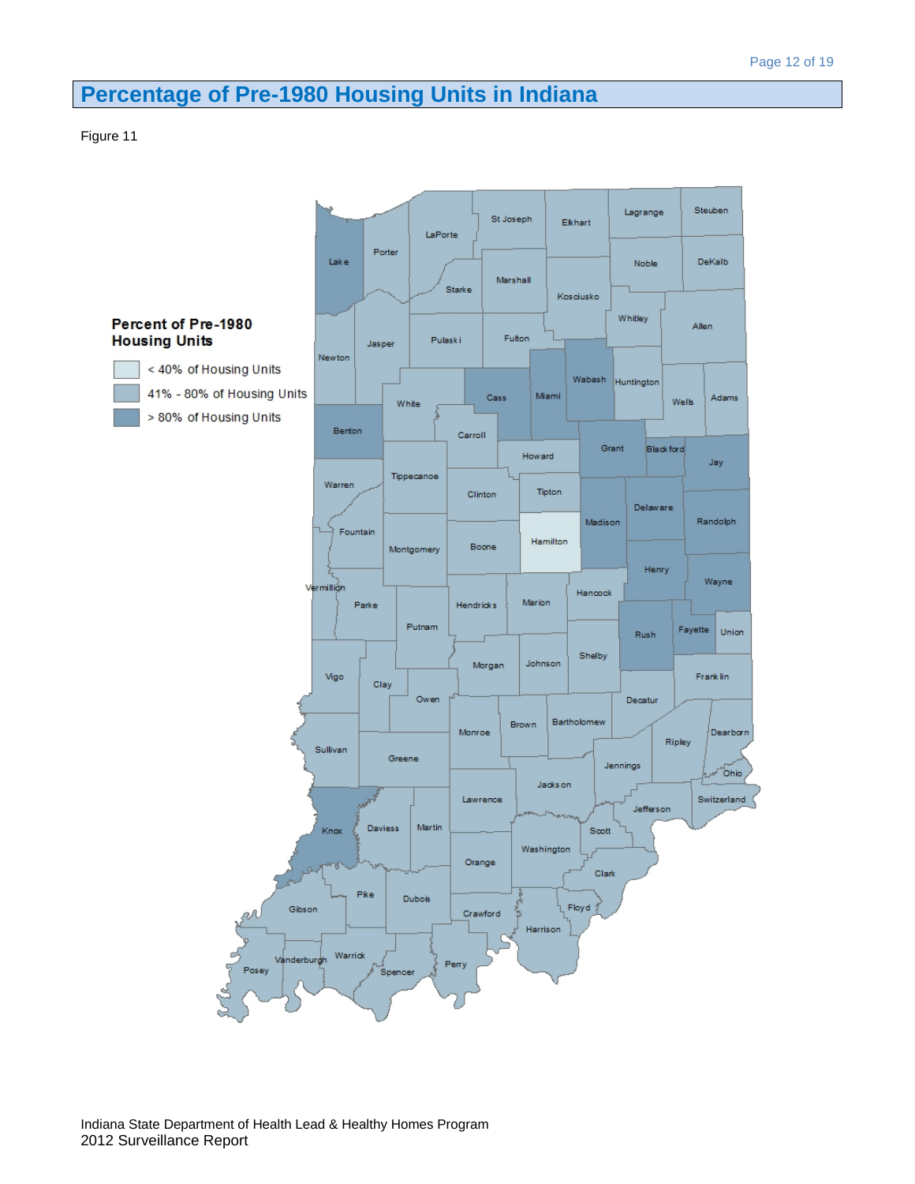# Percentage of Pre-1980 Housing Units in Indiana

Figure 11

**Percent of Pre-1980 Housing Units**

- < 40% of Housing Units
- 41% - 80% of Housing Units
- > 80% of Housing Units

Indiana State Department of Health Lead & Healthy Homes Program
2012 Surveillance Report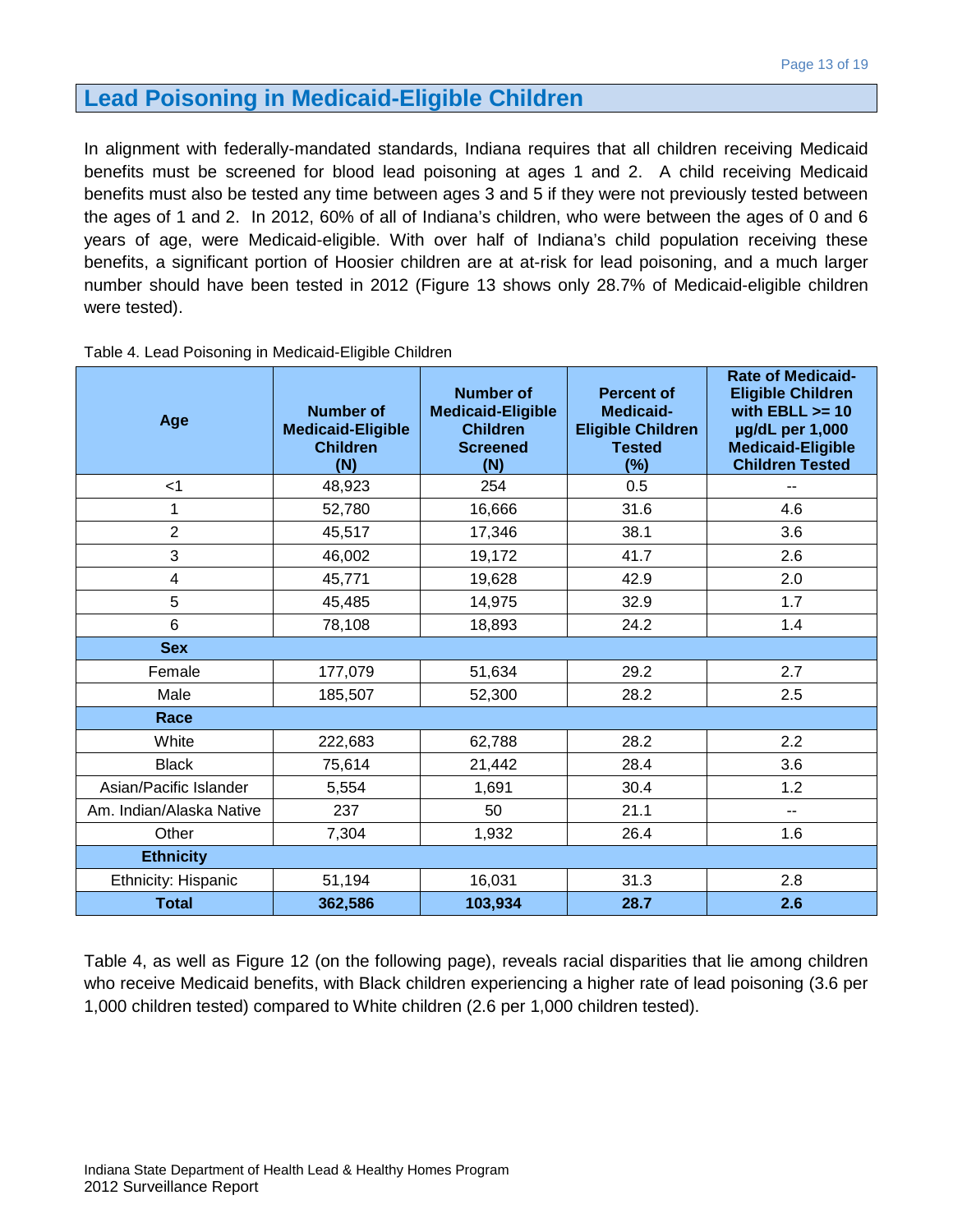## Lead Poisoning in Medicaid-Eligible Children

In alignment with federally-mandated standards, Indiana requires that all children receiving Medicaid benefits must be screened for blood lead poisoning at ages 1 and 2. A child receiving Medicaid benefits must also be tested any time between ages 3 and 5 if they were not previously tested between the ages of 1 and 2. In 2012, 60% of all of Indiana's children, who were between the ages of 0 and 6 years of age, were Medicaid-eligible. With over half of Indiana's child population receiving these benefits, a significant portion of Hoosier children are at at-risk for lead poisoning, and a much larger number should have been tested in 2012 (Figure 13 shows only 28.7% of Medicaid-eligible children were tested).

Table 4. Lead Poisoning in Medicaid-Eligible Children

| Age | Number of Medicaid-Eligible Children (N) | Number of Medicaid-Eligible Children Screened (N) | Percent of Medicaid-Eligible Children Tested (%) | Rate of Medicaid-Eligible Children with EBLL >= 10 µg/dL per 1,000 Medicaid-Eligible Children Tested |
|---|---|---|---|---|
| <1 | 48,923 | 254 | 0.5 | -- |
| 1 | 52,780 | 16,666 | 31.6 | 4.6 |
| 2 | 45,517 | 17,346 | 38.1 | 3.6 |
| 3 | 46,002 | 19,172 | 41.7 | 2.6 |
| 4 | 45,771 | 19,628 | 42.9 | 2.0 |
| 5 | 45,485 | 14,975 | 32.9 | 1.7 |
| 6 | 78,108 | 18,893 | 24.2 | 1.4 |
| **Sex** | | | | |
| Female | 177,079 | 51,634 | 29.2 | 2.7 |
| Male | 185,507 | 52,300 | 28.2 | 2.5 |
| **Race** | | | | |
| White | 222,683 | 62,788 | 28.2 | 2.2 |
| Black | 75,614 | 21,442 | 28.4 | 3.6 |
| Asian/Pacific Islander | 5,554 | 1,691 | 30.4 | 1.2 |
| Am. Indian/Alaska Native | 237 | 50 | 21.1 | -- |
| Other | 7,304 | 1,932 | 26.4 | 1.6 |
| **Ethnicity** | | | | |
| Ethnicity: Hispanic | 51,194 | 16,031 | 31.3 | 2.8 |
| **Total** | **362,586** | **103,934** | **28.7** | **2.6** |

Table 4, as well as Figure 12 (on the following page), reveals racial disparities that lie among children who receive Medicaid benefits, with Black children experiencing a higher rate of lead poisoning (3.6 per 1,000 children tested) compared to White children (2.6 per 1,000 children tested).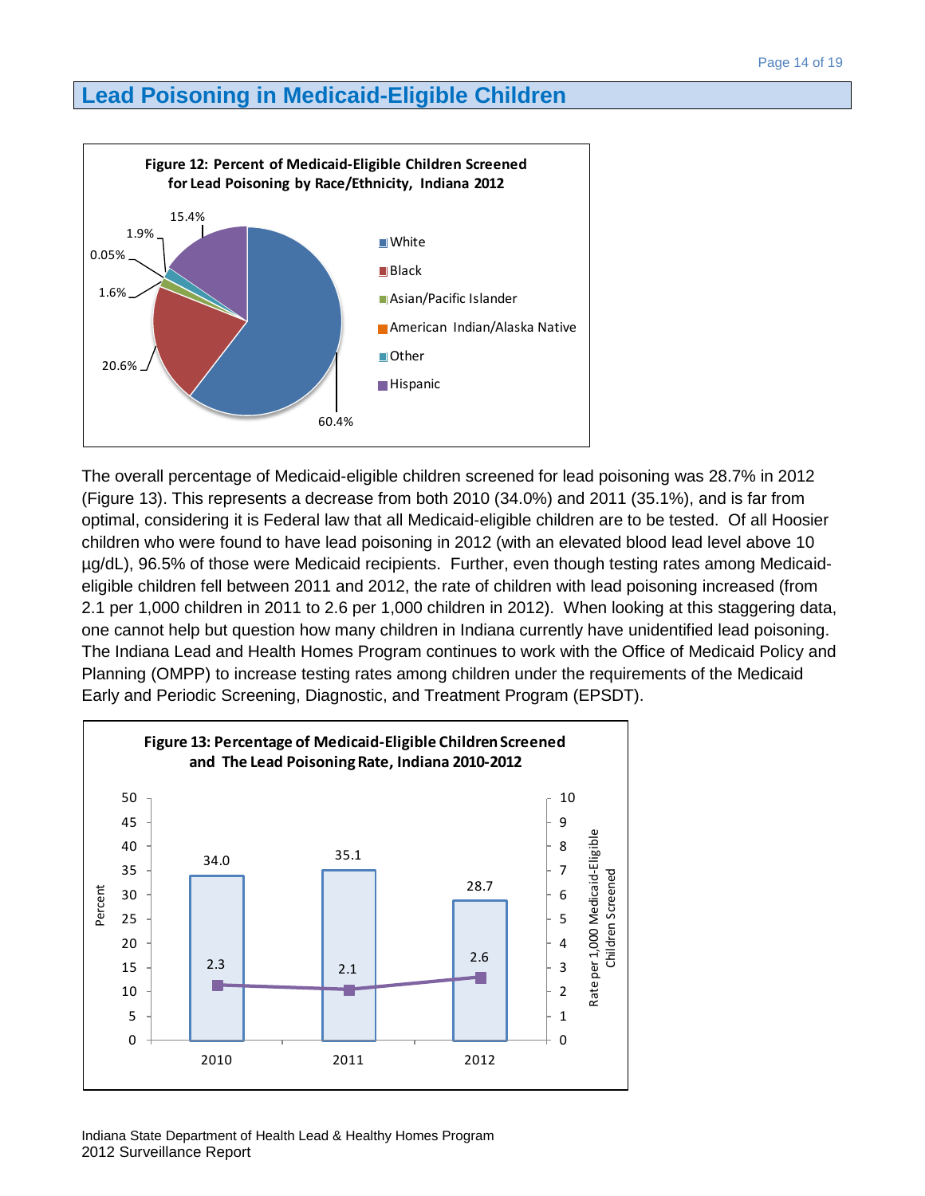# Lead Poisoning in Medicaid-Eligible Children

**Figure 12: Percent of Medicaid-Eligible Children Screened for Lead Poisoning by Race/Ethnicity, Indiana 2012**

| Race/Ethnicity | Percent |
| --- | --- |
| White | 60.4% |
| Black | 20.6% |
| Asian/Pacific Islander | 1.6% |
| American Indian/Alaska Native | 0.05% |
| Other | 1.9% |
| Hispanic | 15.4% |

The overall percentage of Medicaid-eligible children screened for lead poisoning was 28.7% in 2012 (Figure 13). This represents a decrease from both 2010 (34.0%) and 2011 (35.1%), and is far from optimal, considering it is Federal law that all Medicaid-eligible children are to be tested. Of all Hoosier children who were found to have lead poisoning in 2012 (with an elevated blood lead level above 10 µg/dL), 96.5% of those were Medicaid recipients. Further, even though testing rates among Medicaid-eligible children fell between 2011 and 2012, the rate of children with lead poisoning increased (from 2.1 per 1,000 children in 2011 to 2.6 per 1,000 children in 2012). When looking at this staggering data, one cannot help but question how many children in Indiana currently have unidentified lead poisoning. The Indiana Lead and Health Homes Program continues to work with the Office of Medicaid Policy and Planning (OMPP) to increase testing rates among children under the requirements of the Medicaid Early and Periodic Screening, Diagnostic, and Treatment Program (EPSDT).

**Figure 13: Percentage of Medicaid-Eligible Children Screened and The Lead Poisoning Rate, Indiana 2010-2012**

| Year | Percent Screened | Rate per 1,000 Medicaid-Eligible Children Screened |
| --- | --- | --- |
| 2010 | 34.0 | 2.3 |
| 2011 | 35.1 | 2.1 |
| 2012 | 28.7 | 2.6 |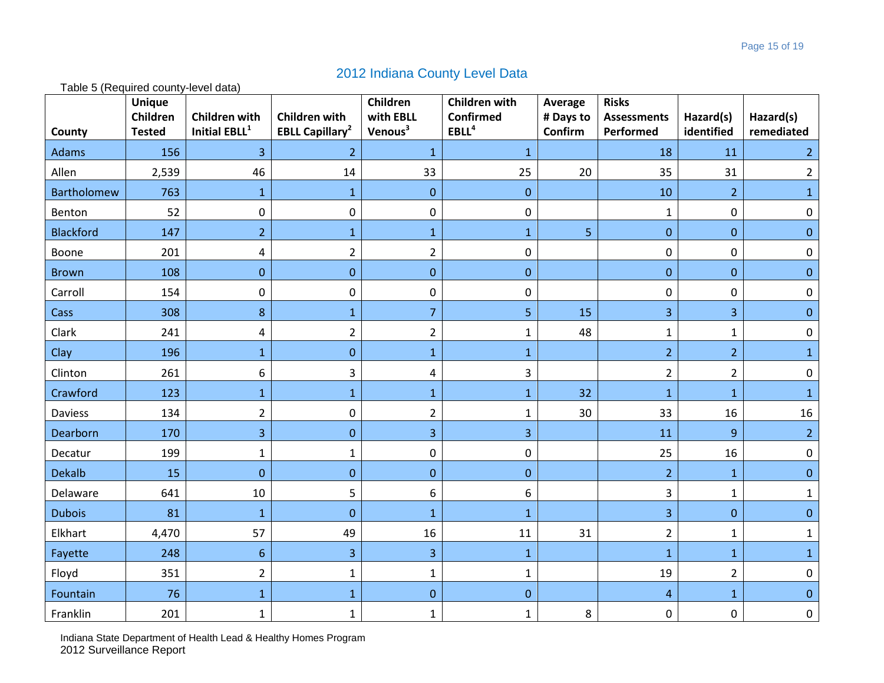## 2012 Indiana County Level Data

Table 5 (Required county-level data)

| County | Unique Children Tested | Children with Initial EBLL[1] | Children with EBLL Capillary[2] | Children with EBLL Venous[3] | Children with Confirmed EBLL[4] | Average # Days to Confirm | Risks Assessments Performed | Hazard(s) identified | Hazard(s) remediated |
|---|---|---|---|---|---|---|---|---|---|
| Adams | 156 | 3 | 2 | 1 | 1 | | 18 | 11 | 2 |
| Allen | 2,539 | 46 | 14 | 33 | 25 | 20 | 35 | 31 | 2 |
| Bartholomew | 763 | 1 | 1 | 0 | 0 | | 10 | 2 | 1 |
| Benton | 52 | 0 | 0 | 0 | 0 | | 1 | 0 | 0 |
| Blackford | 147 | 2 | 1 | 1 | 1 | 5 | 0 | 0 | 0 |
| Boone | 201 | 4 | 2 | 2 | 0 | | 0 | 0 | 0 |
| Brown | 108 | 0 | 0 | 0 | 0 | | 0 | 0 | 0 |
| Carroll | 154 | 0 | 0 | 0 | 0 | | 0 | 0 | 0 |
| Cass | 308 | 8 | 1 | 7 | 5 | 15 | 3 | 3 | 0 |
| Clark | 241 | 4 | 2 | 2 | 1 | 48 | 1 | 1 | 0 |
| Clay | 196 | 1 | 0 | 1 | 1 | | 2 | 2 | 1 |
| Clinton | 261 | 6 | 3 | 4 | 3 | | 2 | 2 | 0 |
| Crawford | 123 | 1 | 1 | 1 | 1 | 32 | 1 | 1 | 1 |
| Daviess | 134 | 2 | 0 | 2 | 1 | 30 | 33 | 16 | 16 |
| Dearborn | 170 | 3 | 0 | 3 | 3 | | 11 | 9 | 2 |
| Decatur | 199 | 1 | 1 | 0 | 0 | | 25 | 16 | 0 |
| Dekalb | 15 | 0 | 0 | 0 | 0 | | 2 | 1 | 0 |
| Delaware | 641 | 10 | 5 | 6 | 6 | | 3 | 1 | 1 |
| Dubois | 81 | 1 | 0 | 1 | 1 | | 3 | 0 | 0 |
| Elkhart | 4,470 | 57 | 49 | 16 | 11 | 31 | 2 | 1 | 1 |
| Fayette | 248 | 6 | 3 | 3 | 1 | | 1 | 1 | 1 |
| Floyd | 351 | 2 | 1 | 1 | 1 | | 19 | 2 | 0 |
| Fountain | 76 | 1 | 1 | 0 | 0 | | 4 | 1 | 0 |
| Franklin | 201 | 1 | 1 | 1 | 1 | 8 | 0 | 0 | 0 |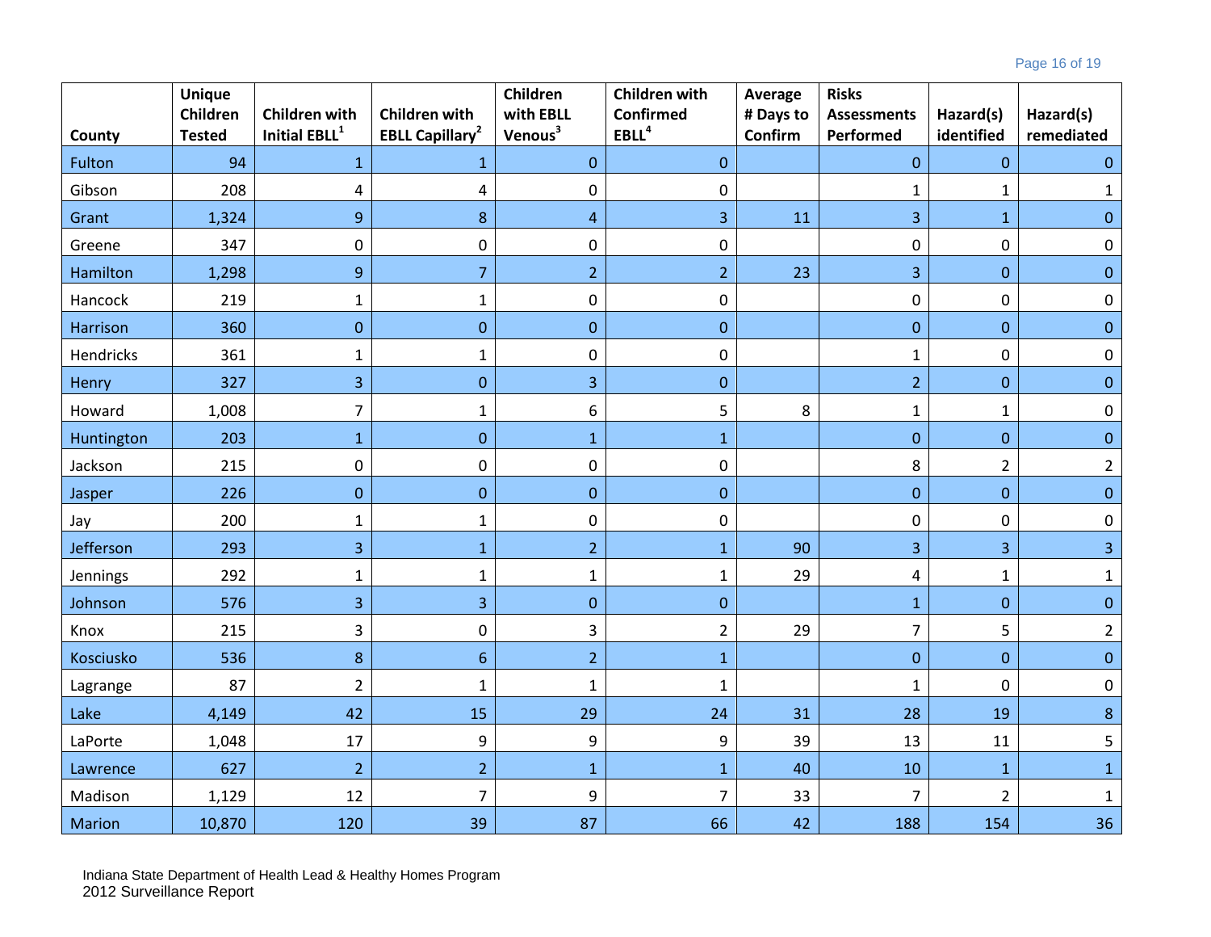| County | Unique Children Tested | Children with Initial EBLL[1] | Children with EBLL Capillary[2] | Children with EBLL Venous[3] | Children with Confirmed EBLL[4] | Average # Days to Confirm | Risks Assessments Performed | Hazard(s) identified | Hazard(s) remediated |
|---|---|---|---|---|---|---|---|---|---|
| Fulton | 94 | 1 | 1 | 0 | 0 | | 0 | 0 | 0 |
| Gibson | 208 | 4 | 4 | 0 | 0 | | 1 | 1 | 1 |
| Grant | 1,324 | 9 | 8 | 4 | 3 | 11 | 3 | 1 | 0 |
| Greene | 347 | 0 | 0 | 0 | 0 | | 0 | 0 | 0 |
| Hamilton | 1,298 | 9 | 7 | 2 | 2 | 23 | 3 | 0 | 0 |
| Hancock | 219 | 1 | 1 | 0 | 0 | | 0 | 0 | 0 |
| Harrison | 360 | 0 | 0 | 0 | 0 | | 0 | 0 | 0 |
| Hendricks | 361 | 1 | 1 | 0 | 0 | | 1 | 0 | 0 |
| Henry | 327 | 3 | 0 | 3 | 0 | | 2 | 0 | 0 |
| Howard | 1,008 | 7 | 1 | 6 | 5 | 8 | 1 | 1 | 0 |
| Huntington | 203 | 1 | 0 | 1 | 1 | | 0 | 0 | 0 |
| Jackson | 215 | 0 | 0 | 0 | 0 | | 8 | 2 | 2 |
| Jasper | 226 | 0 | 0 | 0 | 0 | | 0 | 0 | 0 |
| Jay | 200 | 1 | 1 | 0 | 0 | | 0 | 0 | 0 |
| Jefferson | 293 | 3 | 1 | 2 | 1 | 90 | 3 | 3 | 3 |
| Jennings | 292 | 1 | 1 | 1 | 1 | 29 | 4 | 1 | 1 |
| Johnson | 576 | 3 | 3 | 0 | 0 | | 1 | 0 | 0 |
| Knox | 215 | 3 | 0 | 3 | 2 | 29 | 7 | 5 | 2 |
| Kosciusko | 536 | 8 | 6 | 2 | 1 | | 0 | 0 | 0 |
| Lagrange | 87 | 2 | 1 | 1 | 1 | | 1 | 0 | 0 |
| Lake | 4,149 | 42 | 15 | 29 | 24 | 31 | 28 | 19 | 8 |
| LaPorte | 1,048 | 17 | 9 | 9 | 9 | 39 | 13 | 11 | 5 |
| Lawrence | 627 | 2 | 2 | 1 | 1 | 40 | 10 | 1 | 1 |
| Madison | 1,129 | 12 | 7 | 9 | 7 | 33 | 7 | 2 | 1 |
| Marion | 10,870 | 120 | 39 | 87 | 66 | 42 | 188 | 154 | 36 |

Indiana State Department of Health Lead & Healthy Homes Program
2012 Surveillance Report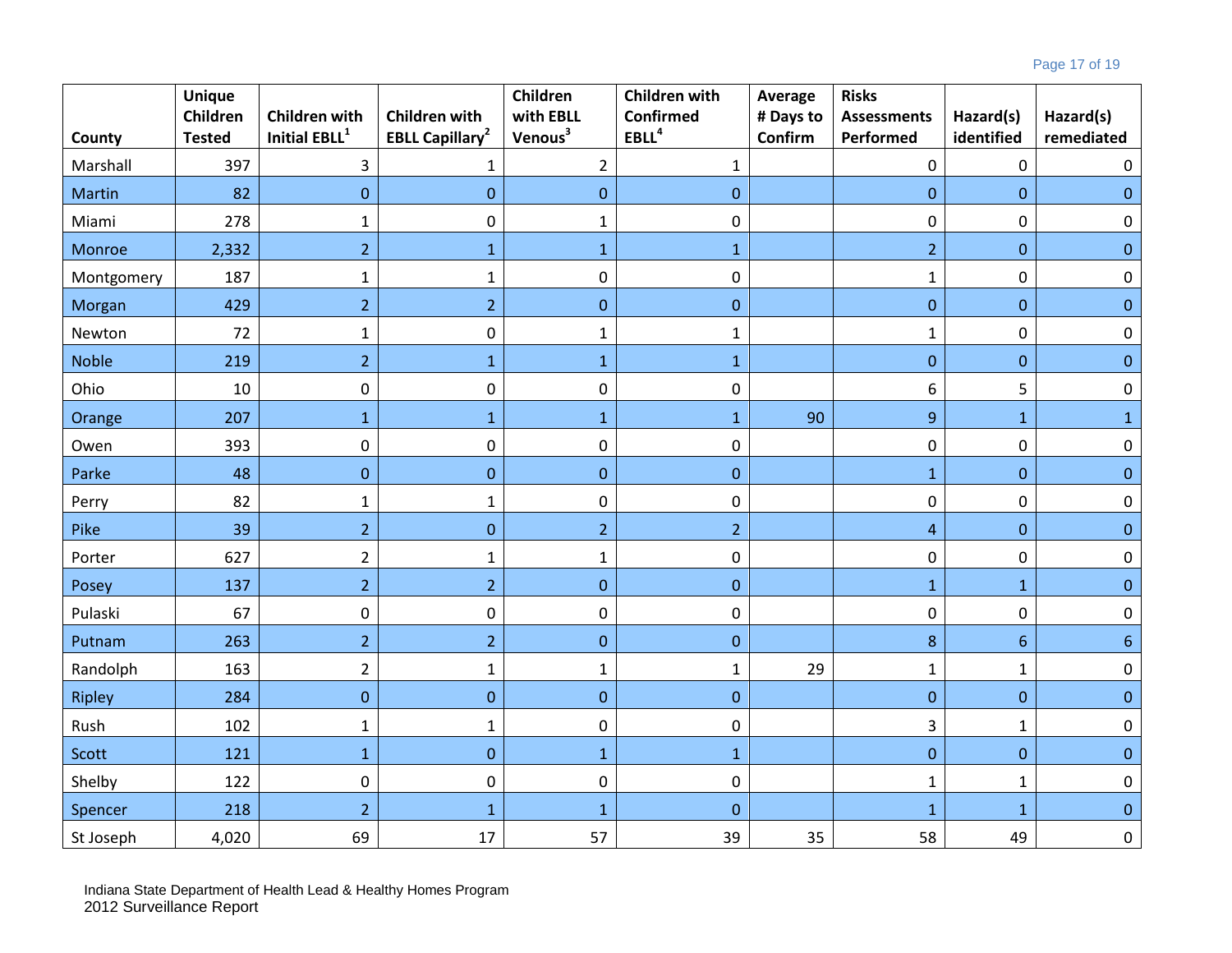| County | Unique Children Tested | Children with Initial EBLL[1] | Children with EBLL Capillary[2] | Children with EBLL Venous[3] | Children with Confirmed EBLL[4] | Average # Days to Confirm | Risks Assessments Performed | Hazard(s) identified | Hazard(s) remediated |
|---|---|---|---|---|---|---|---|---|---|
| Marshall | 397 | 3 | 1 | 2 | 1 | | 0 | 0 | 0 |
| Martin | 82 | 0 | 0 | 0 | 0 | | 0 | 0 | 0 |
| Miami | 278 | 1 | 0 | 1 | 0 | | 0 | 0 | 0 |
| Monroe | 2,332 | 2 | 1 | 1 | 1 | | 2 | 0 | 0 |
| Montgomery | 187 | 1 | 1 | 0 | 0 | | 1 | 0 | 0 |
| Morgan | 429 | 2 | 2 | 0 | 0 | | 0 | 0 | 0 |
| Newton | 72 | 1 | 0 | 1 | 1 | | 1 | 0 | 0 |
| Noble | 219 | 2 | 1 | 1 | 1 | | 0 | 0 | 0 |
| Ohio | 10 | 0 | 0 | 0 | 0 | | 6 | 5 | 0 |
| Orange | 207 | 1 | 1 | 1 | 1 | 90 | 9 | 1 | 1 |
| Owen | 393 | 0 | 0 | 0 | 0 | | 0 | 0 | 0 |
| Parke | 48 | 0 | 0 | 0 | 0 | | 1 | 0 | 0 |
| Perry | 82 | 1 | 1 | 0 | 0 | | 0 | 0 | 0 |
| Pike | 39 | 2 | 0 | 2 | 2 | | 4 | 0 | 0 |
| Porter | 627 | 2 | 1 | 1 | 0 | | 0 | 0 | 0 |
| Posey | 137 | 2 | 2 | 0 | 0 | | 1 | 1 | 0 |
| Pulaski | 67 | 0 | 0 | 0 | 0 | | 0 | 0 | 0 |
| Putnam | 263 | 2 | 2 | 0 | 0 | | 8 | 6 | 6 |
| Randolph | 163 | 2 | 1 | 1 | 1 | 29 | 1 | 1 | 0 |
| Ripley | 284 | 0 | 0 | 0 | 0 | | 0 | 0 | 0 |
| Rush | 102 | 1 | 1 | 0 | 0 | | 3 | 1 | 0 |
| Scott | 121 | 1 | 0 | 1 | 1 | | 0 | 0 | 0 |
| Shelby | 122 | 0 | 0 | 0 | 0 | | 1 | 1 | 0 |
| Spencer | 218 | 2 | 1 | 1 | 0 | | 1 | 1 | 0 |
| St Joseph | 4,020 | 69 | 17 | 57 | 39 | 35 | 58 | 49 | 0 |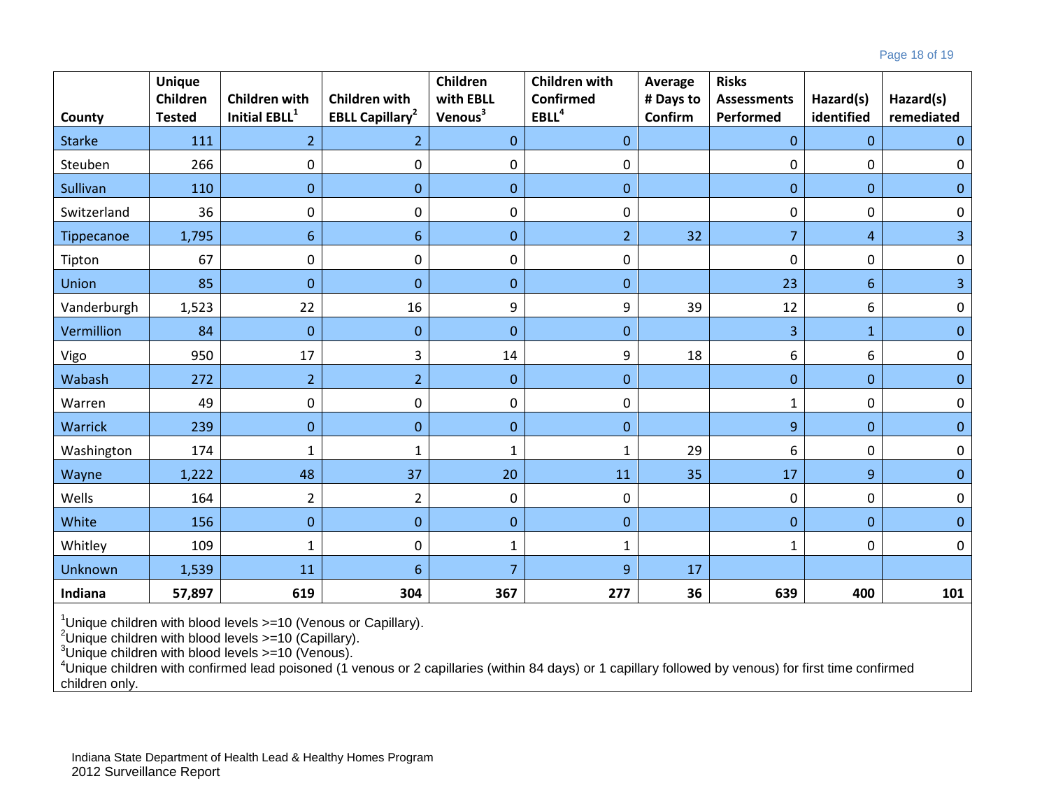| County | Unique Children Tested | Children with Initial EBLL[1] | Children with EBLL Capillary[2] | Children with EBLL Venous[3] | Children with Confirmed EBLL[4] | Average # Days to Confirm | Risks Assessments Performed | Hazard(s) identified | Hazard(s) remediated |
|---|---|---|---|---|---|---|---|---|---|
| Starke | 111 | 2 | 2 | 0 | 0 | | 0 | 0 | 0 |
| Steuben | 266 | 0 | 0 | 0 | 0 | | 0 | 0 | 0 |
| Sullivan | 110 | 0 | 0 | 0 | 0 | | 0 | 0 | 0 |
| Switzerland | 36 | 0 | 0 | 0 | 0 | | 0 | 0 | 0 |
| Tippecanoe | 1,795 | 6 | 6 | 0 | 2 | 32 | 7 | 4 | 3 |
| Tipton | 67 | 0 | 0 | 0 | 0 | | 0 | 0 | 0 |
| Union | 85 | 0 | 0 | 0 | 0 | | 23 | 6 | 3 |
| Vanderburgh | 1,523 | 22 | 16 | 9 | 9 | 39 | 12 | 6 | 0 |
| Vermillion | 84 | 0 | 0 | 0 | 0 | | 3 | 1 | 0 |
| Vigo | 950 | 17 | 3 | 14 | 9 | 18 | 6 | 6 | 0 |
| Wabash | 272 | 2 | 2 | 0 | 0 | | 0 | 0 | 0 |
| Warren | 49 | 0 | 0 | 0 | 0 | | 1 | 0 | 0 |
| Warrick | 239 | 0 | 0 | 0 | 0 | | 9 | 0 | 0 |
| Washington | 174 | 1 | 1 | 1 | 1 | 29 | 6 | 0 | 0 |
| Wayne | 1,222 | 48 | 37 | 20 | 11 | 35 | 17 | 9 | 0 |
| Wells | 164 | 2 | 2 | 0 | 0 | | 0 | 0 | 0 |
| White | 156 | 0 | 0 | 0 | 0 | | 0 | 0 | 0 |
| Whitley | 109 | 1 | 0 | 1 | 1 | | 1 | 0 | 0 |
| Unknown | 1,539 | 11 | 6 | 7 | 9 | 17 | | | |
| **Indiana** | **57,897** | **619** | **304** | **367** | **277** | **36** | **639** | **400** | **101** |

[1]Unique children with blood levels >=10 (Venous or Capillary).
[2]Unique children with blood levels >=10 (Capillary).
[3]Unique children with blood levels >=10 (Venous).
[4]Unique children with confirmed lead poisoned (1 venous or 2 capillaries (within 84 days) or 1 capillary followed by venous) for first time confirmed children only.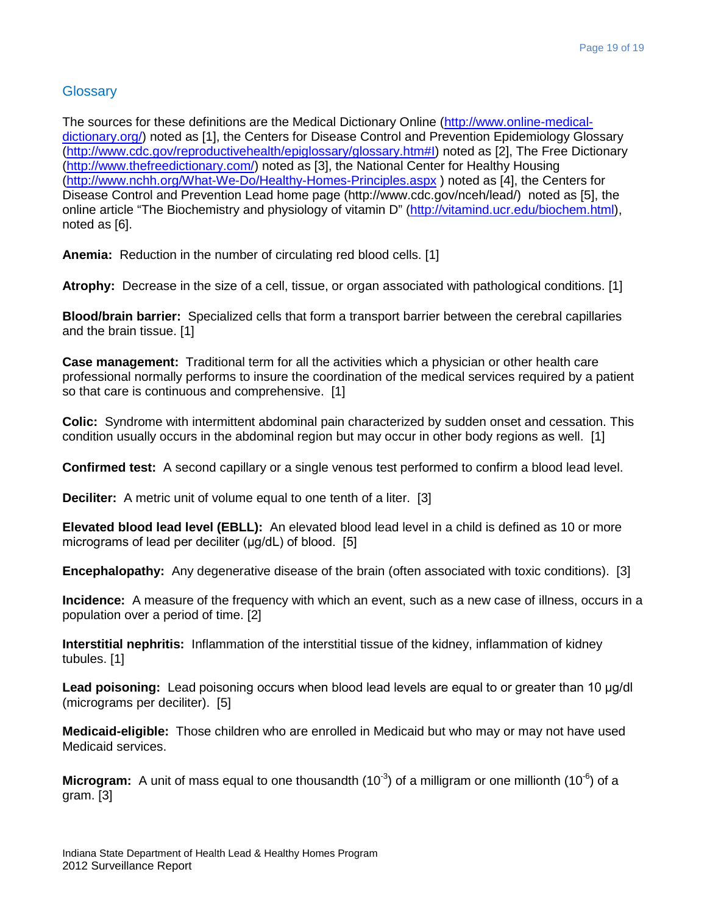## Glossary

The sources for these definitions are the Medical Dictionary Online (http://www.online-medical-dictionary.org/) noted as [1], the Centers for Disease Control and Prevention Epidemiology Glossary (http://www.cdc.gov/reproductivehealth/epiglossary/glossary.htm#I) noted as [2], The Free Dictionary (http://www.thefreedictionary.com/) noted as [3], the National Center for Healthy Housing (http://www.nchh.org/What-We-Do/Healthy-Homes-Principles.aspx ) noted as [4], the Centers for Disease Control and Prevention Lead home page (http://www.cdc.gov/nceh/lead/) noted as [5], the online article "The Biochemistry and physiology of vitamin D" (http://vitamind.ucr.edu/biochem.html), noted as [6].

**Anemia:** Reduction in the number of circulating red blood cells. [1]

**Atrophy:** Decrease in the size of a cell, tissue, or organ associated with pathological conditions. [1]

**Blood/brain barrier:** Specialized cells that form a transport barrier between the cerebral capillaries and the brain tissue. [1]

**Case management:** Traditional term for all the activities which a physician or other health care professional normally performs to insure the coordination of the medical services required by a patient so that care is continuous and comprehensive. [1]

**Colic:** Syndrome with intermittent abdominal pain characterized by sudden onset and cessation. This condition usually occurs in the abdominal region but may occur in other body regions as well. [1]

**Confirmed test:** A second capillary or a single venous test performed to confirm a blood lead level.

**Deciliter:** A metric unit of volume equal to one tenth of a liter. [3]

**Elevated blood lead level (EBLL):** An elevated blood lead level in a child is defined as 10 or more micrograms of lead per deciliter (µg/dL) of blood. [5]

**Encephalopathy:** Any degenerative disease of the brain (often associated with toxic conditions). [3]

**Incidence:** A measure of the frequency with which an event, such as a new case of illness, occurs in a population over a period of time. [2]

**Interstitial nephritis:** Inflammation of the interstitial tissue of the kidney, inflammation of kidney tubules. [1]

**Lead poisoning:** Lead poisoning occurs when blood lead levels are equal to or greater than 10 µg/dl (micrograms per deciliter). [5]

**Medicaid-eligible:** Those children who are enrolled in Medicaid but who may or may not have used Medicaid services.

**Microgram:** A unit of mass equal to one thousandth ($10^{-3}$) of a milligram or one millionth ($10^{-6}$) of a gram. [3]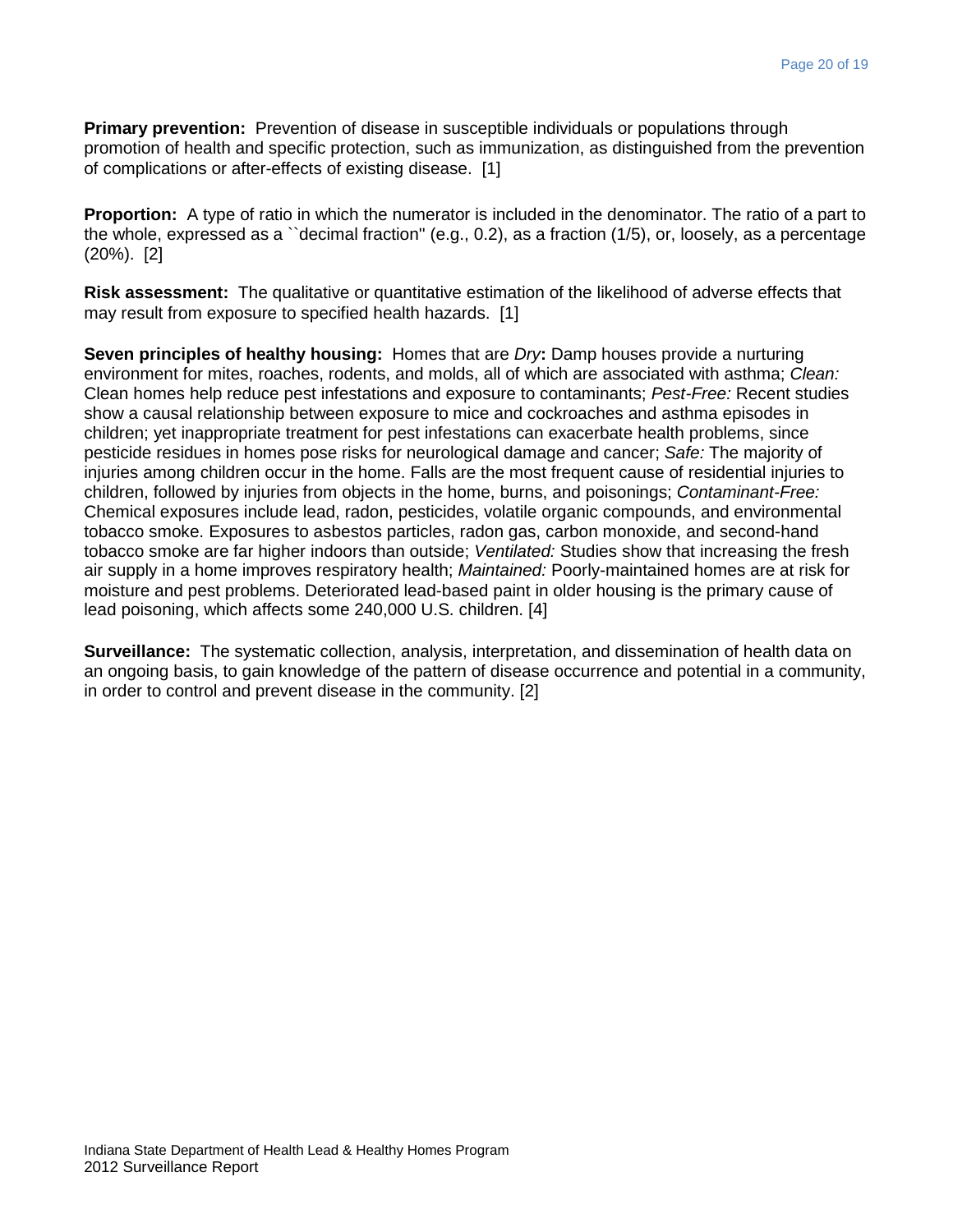**Primary prevention:** Prevention of disease in susceptible individuals or populations through promotion of health and specific protection, such as immunization, as distinguished from the prevention of complications or after-effects of existing disease. [1]

**Proportion:** A type of ratio in which the numerator is included in the denominator. The ratio of a part to the whole, expressed as a ``decimal fraction'' (e.g., 0.2), as a fraction (1/5), or, loosely, as a percentage (20%). [2]

**Risk assessment:** The qualitative or quantitative estimation of the likelihood of adverse effects that may result from exposure to specified health hazards. [1]

**Seven principles of healthy housing:** Homes that are *Dry***:** Damp houses provide a nurturing environment for mites, roaches, rodents, and molds, all of which are associated with asthma; *Clean:* Clean homes help reduce pest infestations and exposure to contaminants; *Pest-Free:* Recent studies show a causal relationship between exposure to mice and cockroaches and asthma episodes in children; yet inappropriate treatment for pest infestations can exacerbate health problems, since pesticide residues in homes pose risks for neurological damage and cancer; *Safe:* The majority of injuries among children occur in the home. Falls are the most frequent cause of residential injuries to children, followed by injuries from objects in the home, burns, and poisonings; *Contaminant-Free:* Chemical exposures include lead, radon, pesticides, volatile organic compounds, and environmental tobacco smoke. Exposures to asbestos particles, radon gas, carbon monoxide, and second-hand tobacco smoke are far higher indoors than outside; *Ventilated:* Studies show that increasing the fresh air supply in a home improves respiratory health; *Maintained:* Poorly-maintained homes are at risk for moisture and pest problems. Deteriorated lead-based paint in older housing is the primary cause of lead poisoning, which affects some 240,000 U.S. children. [4]

**Surveillance:** The systematic collection, analysis, interpretation, and dissemination of health data on an ongoing basis, to gain knowledge of the pattern of disease occurrence and potential in a community, in order to control and prevent disease in the community. [2]